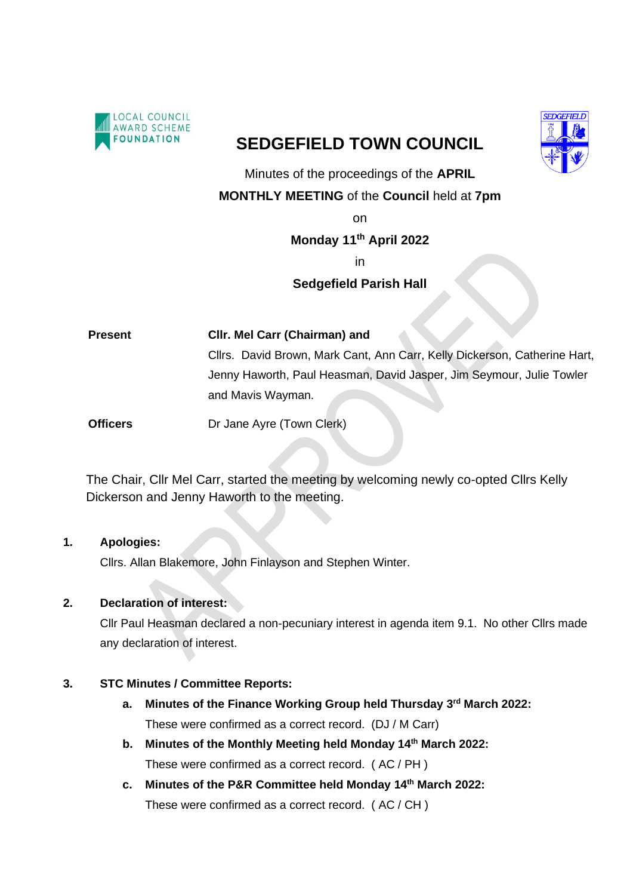LOCAL COUNCIL AWARD SCHEME FOUNDATION

# SEDGEFIELD TOWN COUNCIL

Minutes of the proceedings of the **APRIL MONTHLY MEETING** of the **Council** held at **7pm**

on

**Monday 11th April 2022**

in

**Sedgefield Parish Hall**

| | |
|---|---|
| **Present** | **Cllr. Mel Carr (Chairman) and** |
| | Cllrs. David Brown, Mark Cant, Ann Carr, Kelly Dickerson, Catherine Hart, Jenny Haworth, Paul Heasman, David Jasper, Jim Seymour, Julie Towler and Mavis Wayman. |
| **Officers** | Dr Jane Ayre (Town Clerk) |

The Chair, Cllr Mel Carr, started the meeting by welcoming newly co-opted Cllrs Kelly Dickerson and Jenny Haworth to the meeting.

**1. Apologies:**

Cllrs. Allan Blakemore, John Finlayson and Stephen Winter.

**2. Declaration of interest:**

Cllr Paul Heasman declared a non-pecuniary interest in agenda item 9.1. No other Cllrs made any declaration of interest.

**3. STC Minutes / Committee Reports:**

**a. Minutes of the Finance Working Group held Thursday 3rd March 2022:**

These were confirmed as a correct record. (DJ / M Carr)

**b. Minutes of the Monthly Meeting held Monday 14th March 2022:**

These were confirmed as a correct record. ( AC / PH )

**c. Minutes of the P&R Committee held Monday 14th March 2022:**

These were confirmed as a correct record. ( AC / CH )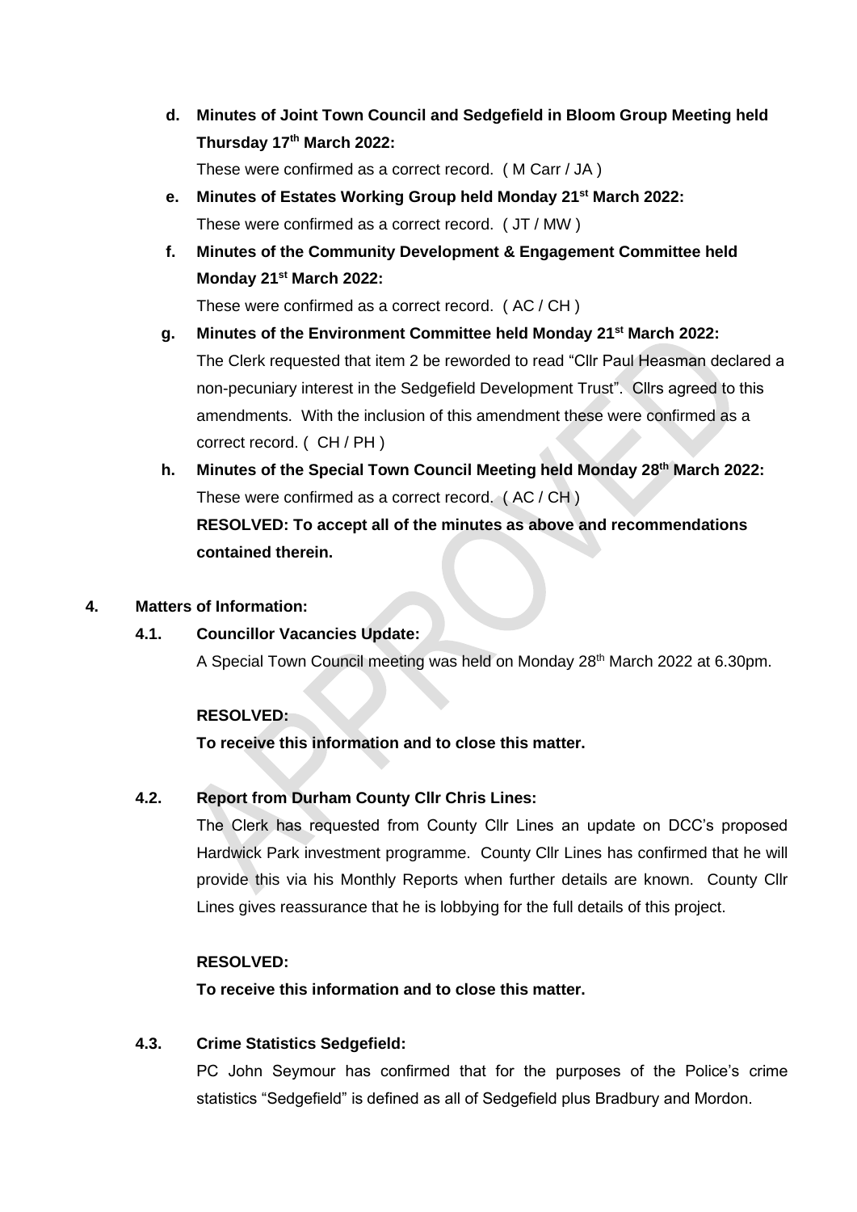**d. Minutes of Joint Town Council and Sedgefield in Bloom Group Meeting held Thursday 17th March 2022:**

These were confirmed as a correct record. ( M Carr / JA )

**e. Minutes of Estates Working Group held Monday 21st March 2022:**

These were confirmed as a correct record. ( JT / MW )

**f. Minutes of the Community Development & Engagement Committee held Monday 21st March 2022:**

These were confirmed as a correct record. ( AC / CH )

**g. Minutes of the Environment Committee held Monday 21st March 2022:**

The Clerk requested that item 2 be reworded to read "Cllr Paul Heasman declared a non-pecuniary interest in the Sedgefield Development Trust". Cllrs agreed to this amendments. With the inclusion of this amendment these were confirmed as a correct record. ( CH / PH )

**h. Minutes of the Special Town Council Meeting held Monday 28th March 2022:**

These were confirmed as a correct record. ( AC / CH )

**RESOLVED: To accept all of the minutes as above and recommendations contained therein.**

**4. Matters of Information:**

**4.1. Councillor Vacancies Update:**

A Special Town Council meeting was held on Monday 28th March 2022 at 6.30pm.

**RESOLVED:**

**To receive this information and to close this matter.**

**4.2. Report from Durham County Cllr Chris Lines:**

The Clerk has requested from County Cllr Lines an update on DCC's proposed Hardwick Park investment programme. County Cllr Lines has confirmed that he will provide this via his Monthly Reports when further details are known. County Cllr Lines gives reassurance that he is lobbying for the full details of this project.

**RESOLVED:**

**To receive this information and to close this matter.**

**4.3. Crime Statistics Sedgefield:**

PC John Seymour has confirmed that for the purposes of the Police's crime statistics "Sedgefield" is defined as all of Sedgefield plus Bradbury and Mordon.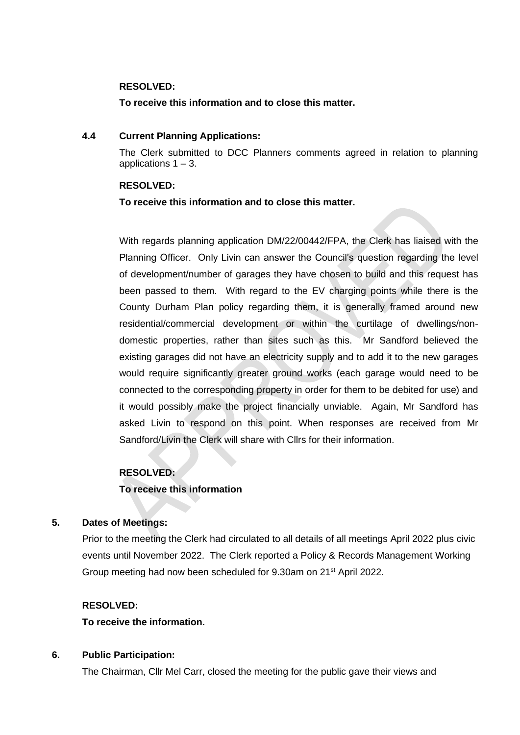**RESOLVED:**

**To receive this information and to close this matter.**

**4.4 Current Planning Applications:**

The Clerk submitted to DCC Planners comments agreed in relation to planning applications 1 – 3.

**RESOLVED:**

**To receive this information and to close this matter.**

With regards planning application DM/22/00442/FPA, the Clerk has liaised with the Planning Officer. Only Livin can answer the Council's question regarding the level of development/number of garages they have chosen to build and this request has been passed to them. With regard to the EV charging points while there is the County Durham Plan policy regarding them, it is generally framed around new residential/commercial development or within the curtilage of dwellings/non-domestic properties, rather than sites such as this. Mr Sandford believed the existing garages did not have an electricity supply and to add it to the new garages would require significantly greater ground works (each garage would need to be connected to the corresponding property in order for them to be debited for use) and it would possibly make the project financially unviable. Again, Mr Sandford has asked Livin to respond on this point. When responses are received from Mr Sandford/Livin the Clerk will share with Cllrs for their information.

**RESOLVED:**

**To receive this information**

**5. Dates of Meetings:**

Prior to the meeting the Clerk had circulated to all details of all meetings April 2022 plus civic events until November 2022. The Clerk reported a Policy & Records Management Working Group meeting had now been scheduled for 9.30am on 21st April 2022.

**RESOLVED:**

**To receive the information.**

**6. Public Participation:**

The Chairman, Cllr Mel Carr, closed the meeting for the public gave their views and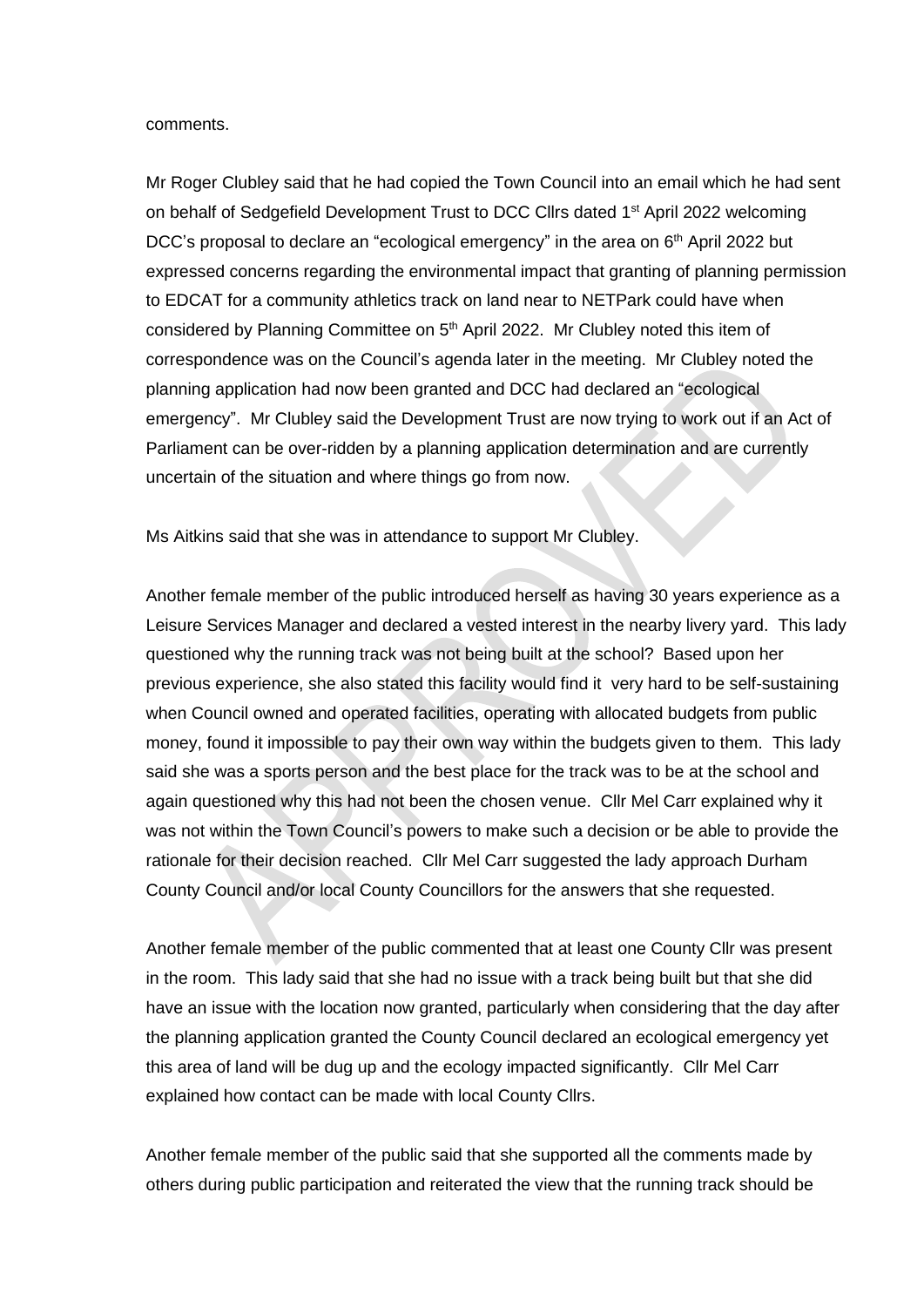comments.

Mr Roger Clubley said that he had copied the Town Council into an email which he had sent on behalf of Sedgefield Development Trust to DCC Cllrs dated 1st April 2022 welcoming DCC's proposal to declare an "ecological emergency" in the area on 6th April 2022 but expressed concerns regarding the environmental impact that granting of planning permission to EDCAT for a community athletics track on land near to NETPark could have when considered by Planning Committee on 5th April 2022. Mr Clubley noted this item of correspondence was on the Council's agenda later in the meeting. Mr Clubley noted the planning application had now been granted and DCC had declared an "ecological emergency". Mr Clubley said the Development Trust are now trying to work out if an Act of Parliament can be over-ridden by a planning application determination and are currently uncertain of the situation and where things go from now.

Ms Aitkins said that she was in attendance to support Mr Clubley.

Another female member of the public introduced herself as having 30 years experience as a Leisure Services Manager and declared a vested interest in the nearby livery yard. This lady questioned why the running track was not being built at the school? Based upon her previous experience, she also stated this facility would find it very hard to be self-sustaining when Council owned and operated facilities, operating with allocated budgets from public money, found it impossible to pay their own way within the budgets given to them. This lady said she was a sports person and the best place for the track was to be at the school and again questioned why this had not been the chosen venue. Cllr Mel Carr explained why it was not within the Town Council's powers to make such a decision or be able to provide the rationale for their decision reached. Cllr Mel Carr suggested the lady approach Durham County Council and/or local County Councillors for the answers that she requested.

Another female member of the public commented that at least one County Cllr was present in the room. This lady said that she had no issue with a track being built but that she did have an issue with the location now granted, particularly when considering that the day after the planning application granted the County Council declared an ecological emergency yet this area of land will be dug up and the ecology impacted significantly. Cllr Mel Carr explained how contact can be made with local County Cllrs.

Another female member of the public said that she supported all the comments made by others during public participation and reiterated the view that the running track should be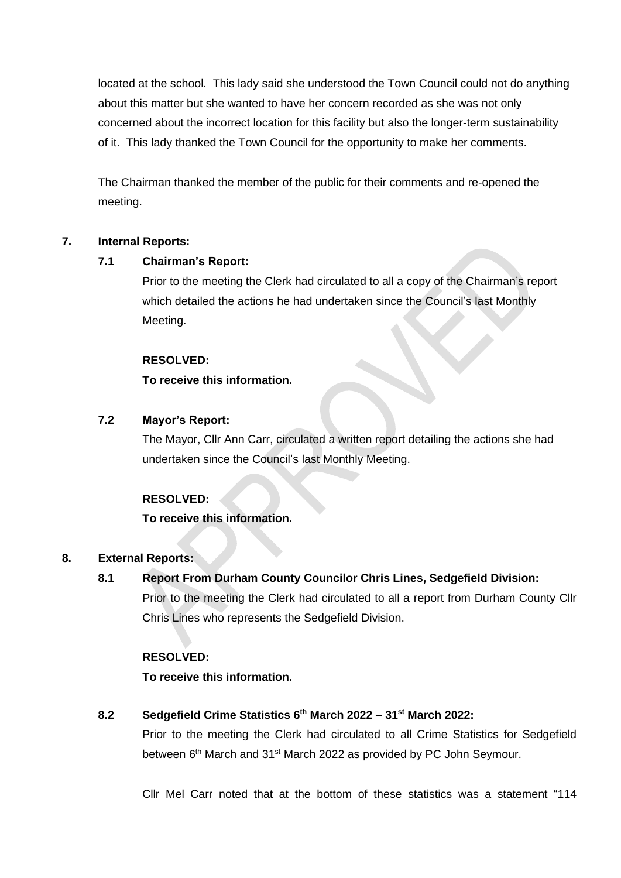located at the school. This lady said she understood the Town Council could not do anything about this matter but she wanted to have her concern recorded as she was not only concerned about the incorrect location for this facility but also the longer-term sustainability of it. This lady thanked the Town Council for the opportunity to make her comments.

The Chairman thanked the member of the public for their comments and re-opened the meeting.

**7. Internal Reports:**

**7.1 Chairman's Report:**

Prior to the meeting the Clerk had circulated to all a copy of the Chairman's report which detailed the actions he had undertaken since the Council's last Monthly Meeting.

**RESOLVED:**

**To receive this information.**

**7.2 Mayor's Report:**

The Mayor, Cllr Ann Carr, circulated a written report detailing the actions she had undertaken since the Council's last Monthly Meeting.

**RESOLVED:**

**To receive this information.**

**8. External Reports:**

**8.1 Report From Durham County Councilor Chris Lines, Sedgefield Division:**

Prior to the meeting the Clerk had circulated to all a report from Durham County Cllr Chris Lines who represents the Sedgefield Division.

**RESOLVED:**

**To receive this information.**

**8.2 Sedgefield Crime Statistics 6th March 2022 – 31st March 2022:**

Prior to the meeting the Clerk had circulated to all Crime Statistics for Sedgefield between 6th March and 31st March 2022 as provided by PC John Seymour.

Cllr Mel Carr noted that at the bottom of these statistics was a statement "114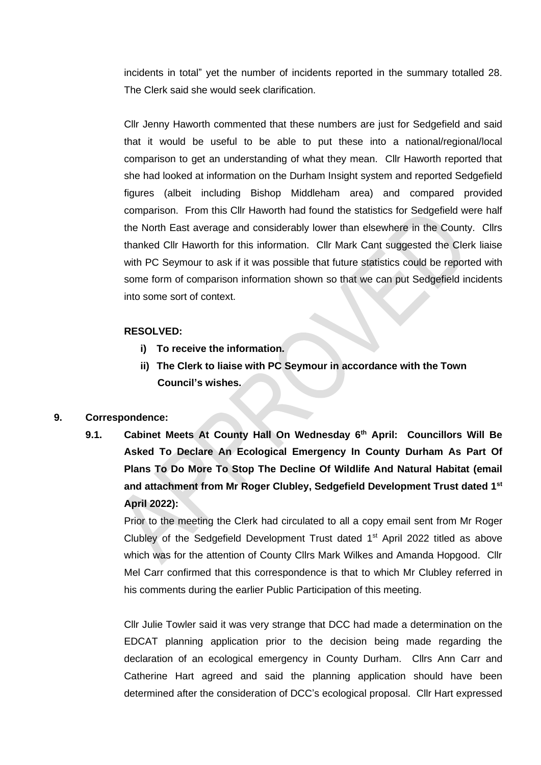incidents in total" yet the number of incidents reported in the summary totalled 28. The Clerk said she would seek clarification.

Cllr Jenny Haworth commented that these numbers are just for Sedgefield and said that it would be useful to be able to put these into a national/regional/local comparison to get an understanding of what they mean. Cllr Haworth reported that she had looked at information on the Durham Insight system and reported Sedgefield figures (albeit including Bishop Middleham area) and compared provided comparison. From this Cllr Haworth had found the statistics for Sedgefield were half the North East average and considerably lower than elsewhere in the County. Cllrs thanked Cllr Haworth for this information. Cllr Mark Cant suggested the Clerk liaise with PC Seymour to ask if it was possible that future statistics could be reported with some form of comparison information shown so that we can put Sedgefield incidents into some sort of context.

**RESOLVED:**

- **i) To receive the information.**
- **ii) The Clerk to liaise with PC Seymour in accordance with the Town Council's wishes.**

**9. Correspondence:**

**9.1. Cabinet Meets At County Hall On Wednesday 6th April: Councillors Will Be Asked To Declare An Ecological Emergency In County Durham As Part Of Plans To Do More To Stop The Decline Of Wildlife And Natural Habitat (email and attachment from Mr Roger Clubley, Sedgefield Development Trust dated 1st April 2022):**

Prior to the meeting the Clerk had circulated to all a copy email sent from Mr Roger Clubley of the Sedgefield Development Trust dated 1st April 2022 titled as above which was for the attention of County Cllrs Mark Wilkes and Amanda Hopgood. Cllr Mel Carr confirmed that this correspondence is that to which Mr Clubley referred in his comments during the earlier Public Participation of this meeting.

Cllr Julie Towler said it was very strange that DCC had made a determination on the EDCAT planning application prior to the decision being made regarding the declaration of an ecological emergency in County Durham. Cllrs Ann Carr and Catherine Hart agreed and said the planning application should have been determined after the consideration of DCC's ecological proposal. Cllr Hart expressed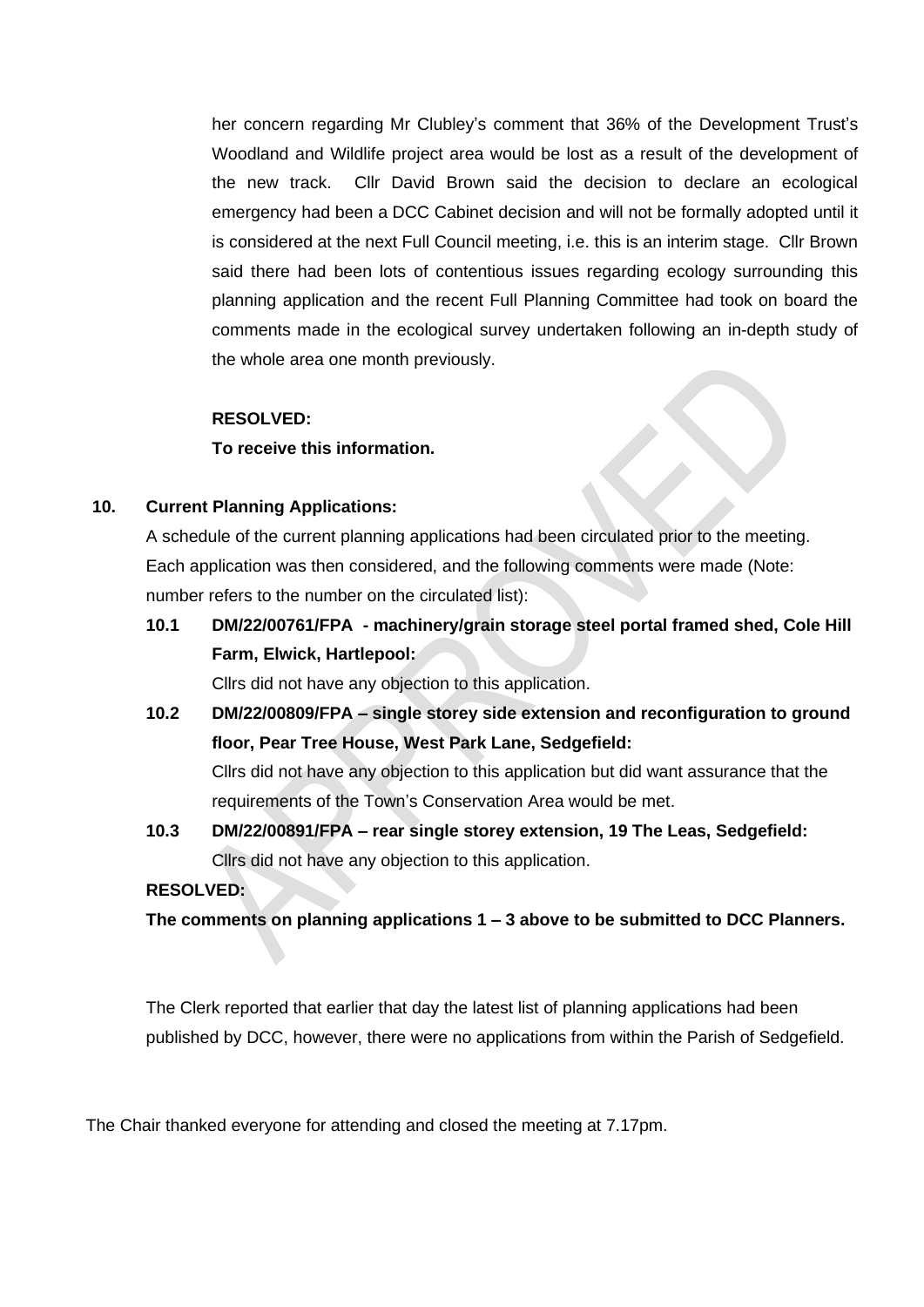her concern regarding Mr Clubley's comment that 36% of the Development Trust's Woodland and Wildlife project area would be lost as a result of the development of the new track. Cllr David Brown said the decision to declare an ecological emergency had been a DCC Cabinet decision and will not be formally adopted until it is considered at the next Full Council meeting, i.e. this is an interim stage. Cllr Brown said there had been lots of contentious issues regarding ecology surrounding this planning application and the recent Full Planning Committee had took on board the comments made in the ecological survey undertaken following an in-depth study of the whole area one month previously.

**RESOLVED:**

**To receive this information.**

**10. Current Planning Applications:**

A schedule of the current planning applications had been circulated prior to the meeting. Each application was then considered, and the following comments were made (Note: number refers to the number on the circulated list):

**10.1 DM/22/00761/FPA - machinery/grain storage steel portal framed shed, Cole Hill Farm, Elwick, Hartlepool:**

Cllrs did not have any objection to this application.

**10.2 DM/22/00809/FPA – single storey side extension and reconfiguration to ground floor, Pear Tree House, West Park Lane, Sedgefield:**

Cllrs did not have any objection to this application but did want assurance that the requirements of the Town's Conservation Area would be met.

**10.3 DM/22/00891/FPA – rear single storey extension, 19 The Leas, Sedgefield:**

Cllrs did not have any objection to this application.

**RESOLVED:**

**The comments on planning applications 1 – 3 above to be submitted to DCC Planners.**

The Clerk reported that earlier that day the latest list of planning applications had been published by DCC, however, there were no applications from within the Parish of Sedgefield.

The Chair thanked everyone for attending and closed the meeting at 7.17pm.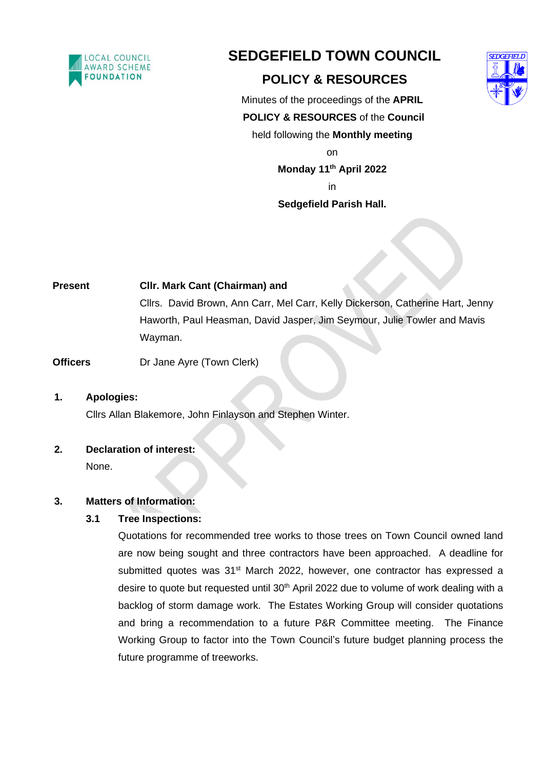# SEDGEFIELD TOWN COUNCIL

## POLICY & RESOURCES

Minutes of the proceedings of the **APRIL POLICY & RESOURCES** of the **Council** held following the **Monthly meeting**

on

**Monday 11th April 2022**

in

**Sedgefield Parish Hall.**

**Present** **Cllr. Mark Cant (Chairman) and**

Cllrs. David Brown, Ann Carr, Mel Carr, Kelly Dickerson, Catherine Hart, Jenny Haworth, Paul Heasman, David Jasper, Jim Seymour, Julie Towler and Mavis Wayman.

**Officers** Dr Jane Ayre (Town Clerk)

**1. Apologies:**

Cllrs Allan Blakemore, John Finlayson and Stephen Winter.

**2. Declaration of interest:**

None.

**3. Matters of Information:**

**3.1 Tree Inspections:**

Quotations for recommended tree works to those trees on Town Council owned land are now being sought and three contractors have been approached. A deadline for submitted quotes was 31st March 2022, however, one contractor has expressed a desire to quote but requested until 30th April 2022 due to volume of work dealing with a backlog of storm damage work. The Estates Working Group will consider quotations and bring a recommendation to a future P&R Committee meeting. The Finance Working Group to factor into the Town Council's future budget planning process the future programme of treeworks.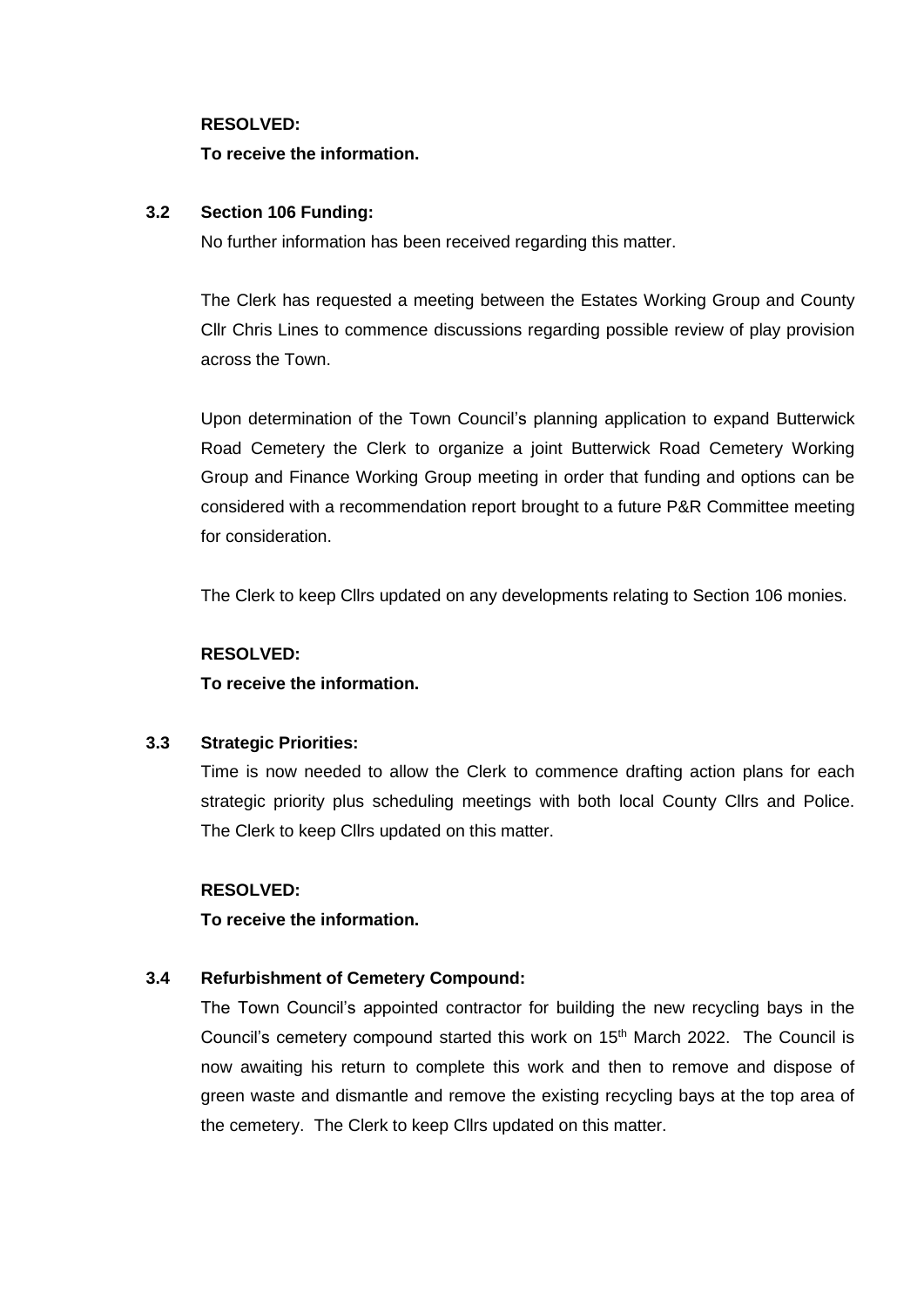**RESOLVED:**

**To receive the information.**

**3.2 Section 106 Funding:**

No further information has been received regarding this matter.

The Clerk has requested a meeting between the Estates Working Group and County Cllr Chris Lines to commence discussions regarding possible review of play provision across the Town.

Upon determination of the Town Council's planning application to expand Butterwick Road Cemetery the Clerk to organize a joint Butterwick Road Cemetery Working Group and Finance Working Group meeting in order that funding and options can be considered with a recommendation report brought to a future P&R Committee meeting for consideration.

The Clerk to keep Cllrs updated on any developments relating to Section 106 monies.

**RESOLVED:**

**To receive the information.**

**3.3 Strategic Priorities:**

Time is now needed to allow the Clerk to commence drafting action plans for each strategic priority plus scheduling meetings with both local County Cllrs and Police. The Clerk to keep Cllrs updated on this matter.

**RESOLVED:**

**To receive the information.**

**3.4 Refurbishment of Cemetery Compound:**

The Town Council's appointed contractor for building the new recycling bays in the Council's cemetery compound started this work on 15th March 2022. The Council is now awaiting his return to complete this work and then to remove and dispose of green waste and dismantle and remove the existing recycling bays at the top area of the cemetery. The Clerk to keep Cllrs updated on this matter.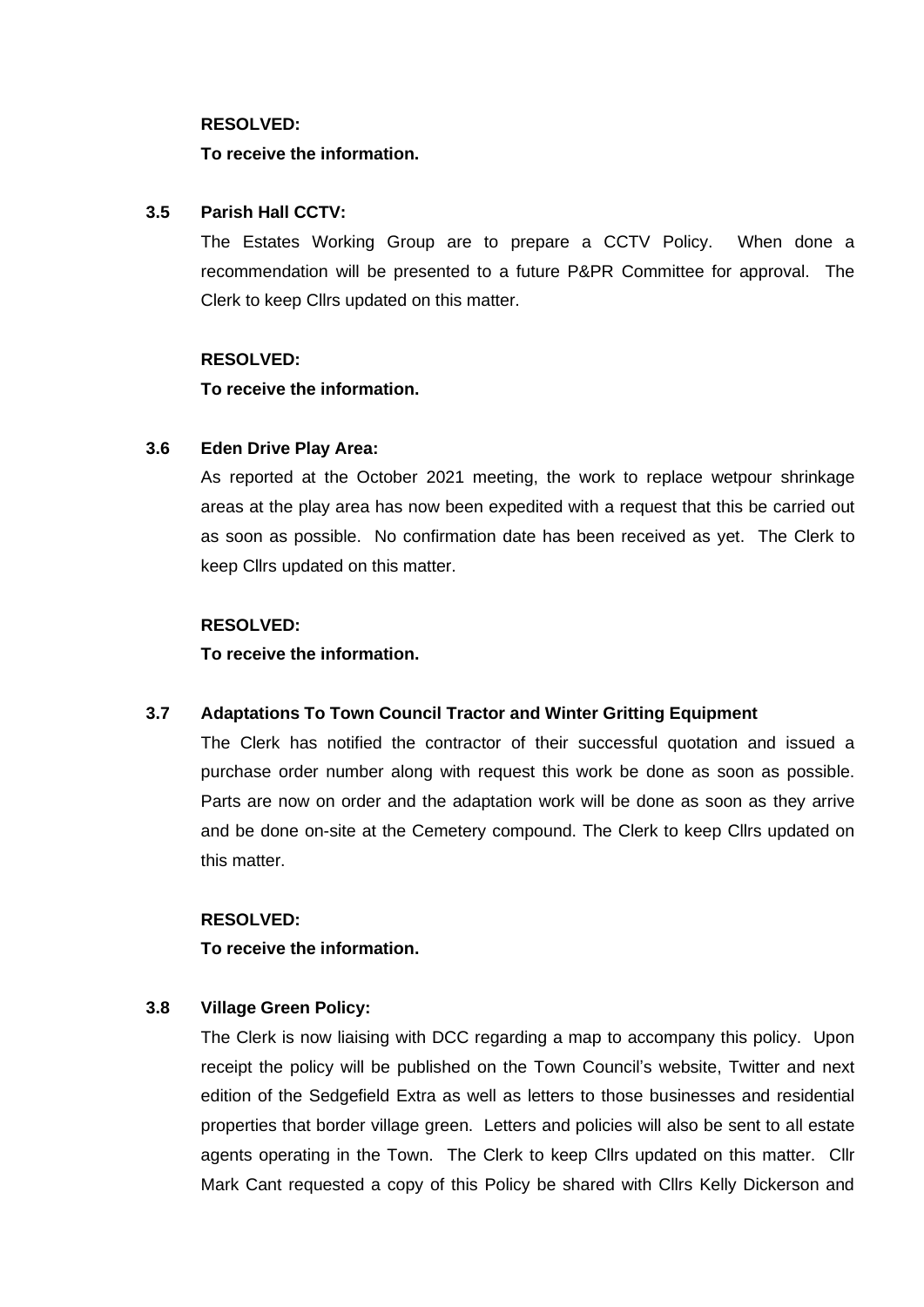**RESOLVED:**

**To receive the information.**

**3.5 Parish Hall CCTV:**

The Estates Working Group are to prepare a CCTV Policy. When done a recommendation will be presented to a future P&PR Committee for approval. The Clerk to keep Cllrs updated on this matter.

**RESOLVED:**

**To receive the information.**

**3.6 Eden Drive Play Area:**

As reported at the October 2021 meeting, the work to replace wetpour shrinkage areas at the play area has now been expedited with a request that this be carried out as soon as possible. No confirmation date has been received as yet. The Clerk to keep Cllrs updated on this matter.

**RESOLVED:**

**To receive the information.**

**3.7 Adaptations To Town Council Tractor and Winter Gritting Equipment**

The Clerk has notified the contractor of their successful quotation and issued a purchase order number along with request this work be done as soon as possible. Parts are now on order and the adaptation work will be done as soon as they arrive and be done on-site at the Cemetery compound. The Clerk to keep Cllrs updated on this matter.

**RESOLVED:**

**To receive the information.**

**3.8 Village Green Policy:**

The Clerk is now liaising with DCC regarding a map to accompany this policy. Upon receipt the policy will be published on the Town Council's website, Twitter and next edition of the Sedgefield Extra as well as letters to those businesses and residential properties that border village green. Letters and policies will also be sent to all estate agents operating in the Town. The Clerk to keep Cllrs updated on this matter. Cllr Mark Cant requested a copy of this Policy be shared with Cllrs Kelly Dickerson and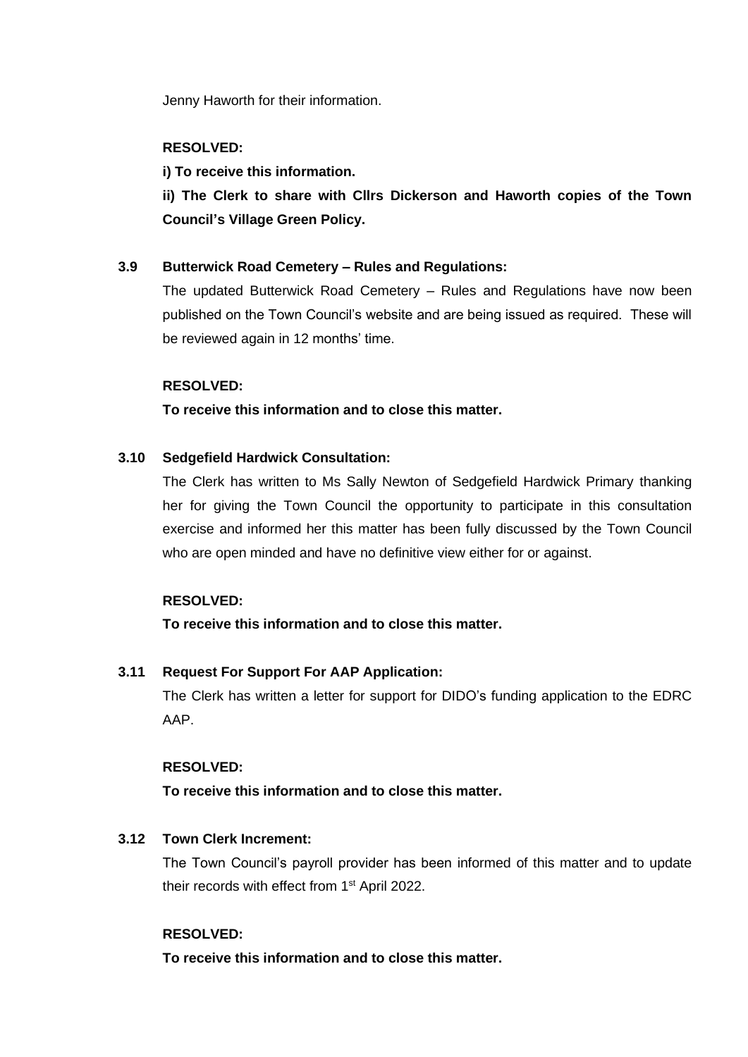Jenny Haworth for their information.

**RESOLVED:**

**i) To receive this information.**

**ii) The Clerk to share with Cllrs Dickerson and Haworth copies of the Town Council's Village Green Policy.**

**3.9 Butterwick Road Cemetery – Rules and Regulations:**

The updated Butterwick Road Cemetery – Rules and Regulations have now been published on the Town Council's website and are being issued as required. These will be reviewed again in 12 months' time.

**RESOLVED:**

**To receive this information and to close this matter.**

**3.10 Sedgefield Hardwick Consultation:**

The Clerk has written to Ms Sally Newton of Sedgefield Hardwick Primary thanking her for giving the Town Council the opportunity to participate in this consultation exercise and informed her this matter has been fully discussed by the Town Council who are open minded and have no definitive view either for or against.

**RESOLVED:**

**To receive this information and to close this matter.**

**3.11 Request For Support For AAP Application:**

The Clerk has written a letter for support for DIDO's funding application to the EDRC AAP.

**RESOLVED:**

**To receive this information and to close this matter.**

**3.12 Town Clerk Increment:**

The Town Council's payroll provider has been informed of this matter and to update their records with effect from 1st April 2022.

**RESOLVED:**

**To receive this information and to close this matter.**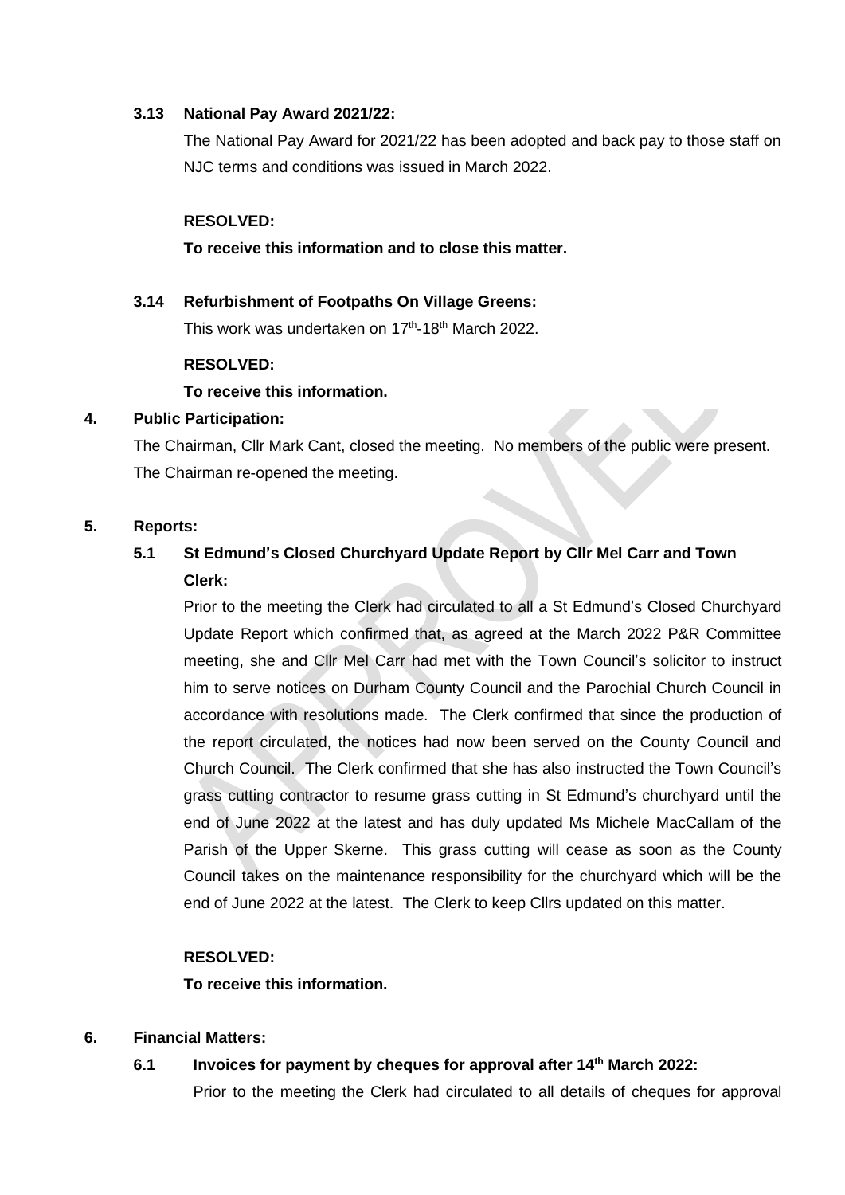### 3.13 National Pay Award 2021/22:

The National Pay Award for 2021/22 has been adopted and back pay to those staff on NJC terms and conditions was issued in March 2022.

**RESOLVED:**

**To receive this information and to close this matter.**

### 3.14 Refurbishment of Footpaths On Village Greens:

This work was undertaken on 17th-18th March 2022.

**RESOLVED:**

**To receive this information.**

## 4. Public Participation:

The Chairman, Cllr Mark Cant, closed the meeting. No members of the public were present. The Chairman re-opened the meeting.

## 5. Reports:

### 5.1 St Edmund's Closed Churchyard Update Report by Cllr Mel Carr and Town Clerk:

Prior to the meeting the Clerk had circulated to all a St Edmund's Closed Churchyard Update Report which confirmed that, as agreed at the March 2022 P&R Committee meeting, she and Cllr Mel Carr had met with the Town Council's solicitor to instruct him to serve notices on Durham County Council and the Parochial Church Council in accordance with resolutions made. The Clerk confirmed that since the production of the report circulated, the notices had now been served on the County Council and Church Council. The Clerk confirmed that she has also instructed the Town Council's grass cutting contractor to resume grass cutting in St Edmund's churchyard until the end of June 2022 at the latest and has duly updated Ms Michele MacCallam of the Parish of the Upper Skerne. This grass cutting will cease as soon as the County Council takes on the maintenance responsibility for the churchyard which will be the end of June 2022 at the latest. The Clerk to keep Cllrs updated on this matter.

**RESOLVED:**

**To receive this information.**

## 6. Financial Matters:

### 6.1 Invoices for payment by cheques for approval after 14th March 2022:

Prior to the meeting the Clerk had circulated to all details of cheques for approval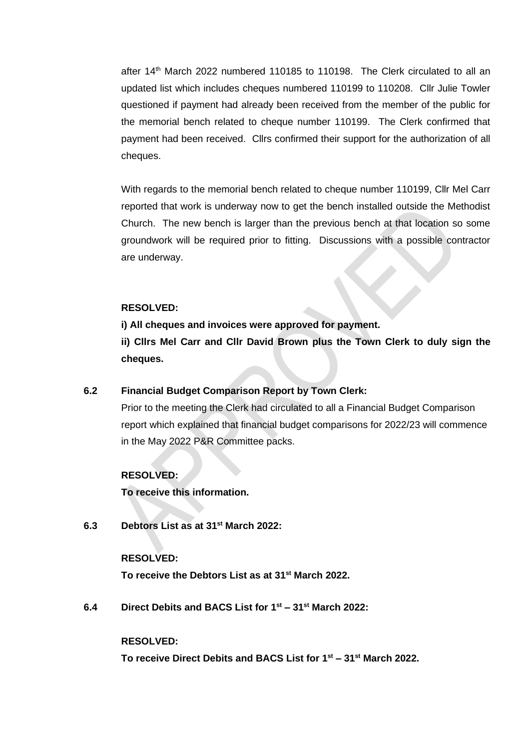after 14th March 2022 numbered 110185 to 110198. The Clerk circulated to all an updated list which includes cheques numbered 110199 to 110208. Cllr Julie Towler questioned if payment had already been received from the member of the public for the memorial bench related to cheque number 110199. The Clerk confirmed that payment had been received. Cllrs confirmed their support for the authorization of all cheques.

With regards to the memorial bench related to cheque number 110199, Cllr Mel Carr reported that work is underway now to get the bench installed outside the Methodist Church. The new bench is larger than the previous bench at that location so some groundwork will be required prior to fitting. Discussions with a possible contractor are underway.

**RESOLVED:**

**i) All cheques and invoices were approved for payment.**

**ii) Cllrs Mel Carr and Cllr David Brown plus the Town Clerk to duly sign the cheques.**

**6.2 Financial Budget Comparison Report by Town Clerk:**

Prior to the meeting the Clerk had circulated to all a Financial Budget Comparison report which explained that financial budget comparisons for 2022/23 will commence in the May 2022 P&R Committee packs.

**RESOLVED:**

**To receive this information.**

**6.3 Debtors List as at 31st March 2022:**

**RESOLVED:**

**To receive the Debtors List as at 31st March 2022.**

**6.4 Direct Debits and BACS List for 1st – 31st March 2022:**

**RESOLVED:**

**To receive Direct Debits and BACS List for 1st – 31st March 2022.**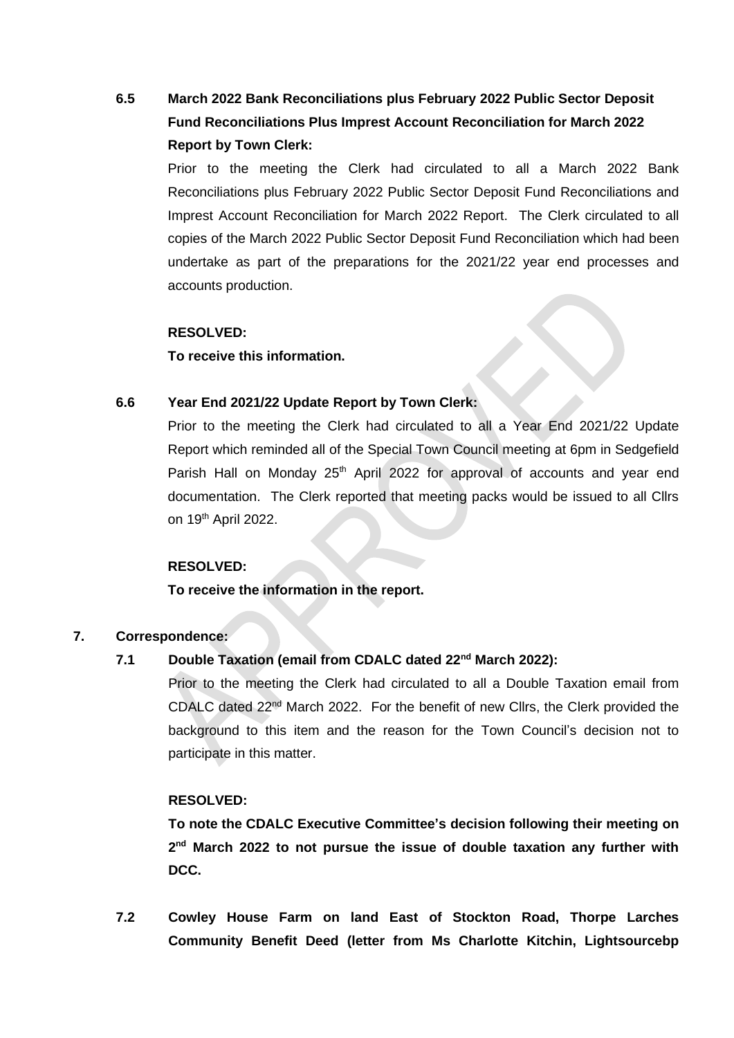**6.5 March 2022 Bank Reconciliations plus February 2022 Public Sector Deposit Fund Reconciliations Plus Imprest Account Reconciliation for March 2022 Report by Town Clerk:**

Prior to the meeting the Clerk had circulated to all a March 2022 Bank Reconciliations plus February 2022 Public Sector Deposit Fund Reconciliations and Imprest Account Reconciliation for March 2022 Report. The Clerk circulated to all copies of the March 2022 Public Sector Deposit Fund Reconciliation which had been undertake as part of the preparations for the 2021/22 year end processes and accounts production.

**RESOLVED:**

**To receive this information.**

**6.6 Year End 2021/22 Update Report by Town Clerk:**

Prior to the meeting the Clerk had circulated to all a Year End 2021/22 Update Report which reminded all of the Special Town Council meeting at 6pm in Sedgefield Parish Hall on Monday 25th April 2022 for approval of accounts and year end documentation. The Clerk reported that meeting packs would be issued to all Cllrs on 19th April 2022.

**RESOLVED:**

**To receive the information in the report.**

**7. Correspondence:**

**7.1 Double Taxation (email from CDALC dated 22nd March 2022):**

Prior to the meeting the Clerk had circulated to all a Double Taxation email from CDALC dated 22nd March 2022. For the benefit of new Cllrs, the Clerk provided the background to this item and the reason for the Town Council's decision not to participate in this matter.

**RESOLVED:**

**To note the CDALC Executive Committee's decision following their meeting on 2nd March 2022 to not pursue the issue of double taxation any further with DCC.**

**7.2 Cowley House Farm on land East of Stockton Road, Thorpe Larches Community Benefit Deed (letter from Ms Charlotte Kitchin, Lightsourcebp**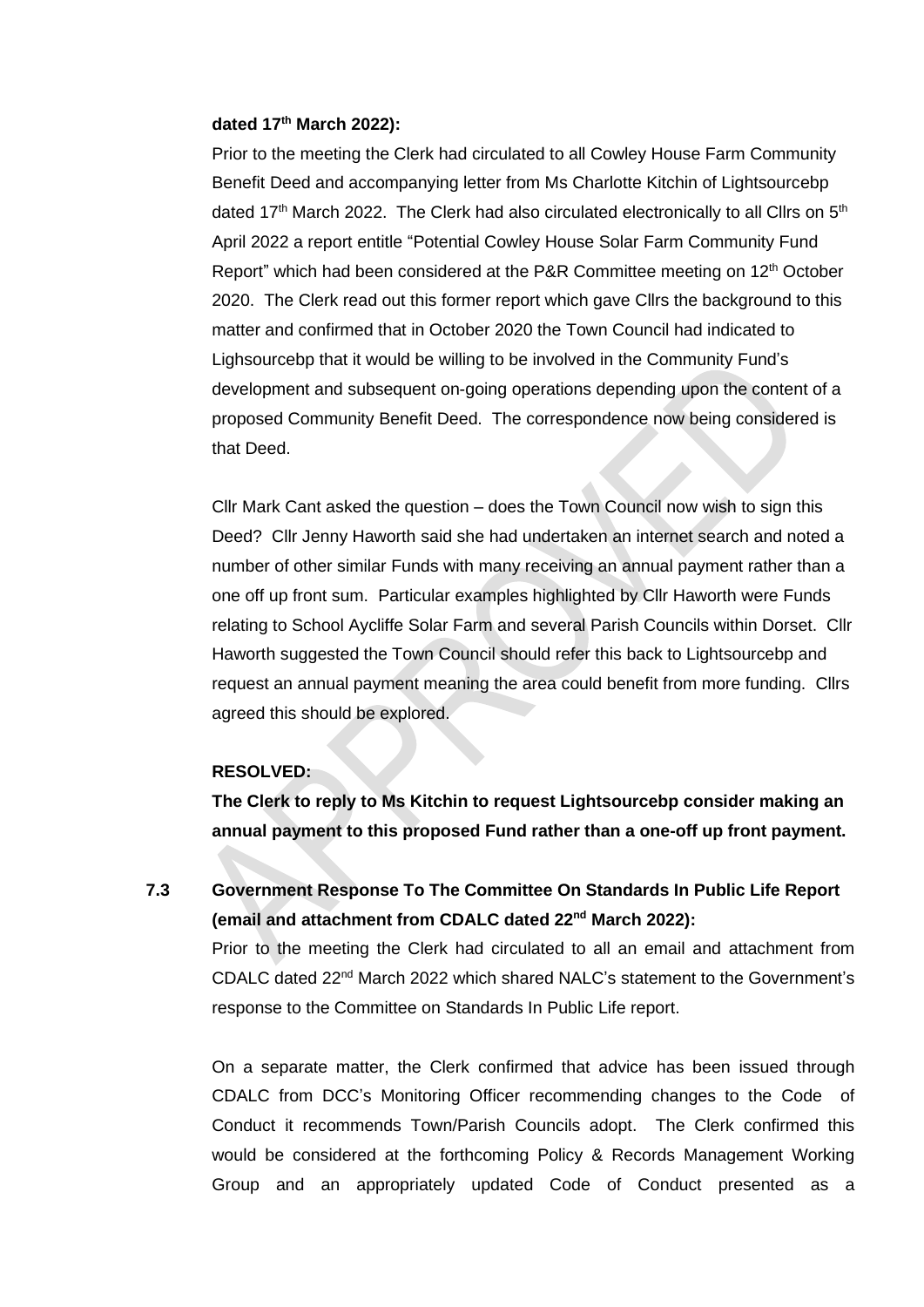**dated 17th March 2022):**

Prior to the meeting the Clerk had circulated to all Cowley House Farm Community Benefit Deed and accompanying letter from Ms Charlotte Kitchin of Lightsourcebp dated 17th March 2022. The Clerk had also circulated electronically to all Cllrs on 5th April 2022 a report entitle "Potential Cowley House Solar Farm Community Fund Report" which had been considered at the P&R Committee meeting on 12th October 2020. The Clerk read out this former report which gave Cllrs the background to this matter and confirmed that in October 2020 the Town Council had indicated to Lighsourcebp that it would be willing to be involved in the Community Fund's development and subsequent on-going operations depending upon the content of a proposed Community Benefit Deed. The correspondence now being considered is that Deed.

Cllr Mark Cant asked the question – does the Town Council now wish to sign this Deed? Cllr Jenny Haworth said she had undertaken an internet search and noted a number of other similar Funds with many receiving an annual payment rather than a one off up front sum. Particular examples highlighted by Cllr Haworth were Funds relating to School Aycliffe Solar Farm and several Parish Councils within Dorset. Cllr Haworth suggested the Town Council should refer this back to Lightsourcebp and request an annual payment meaning the area could benefit from more funding. Cllrs agreed this should be explored.

**RESOLVED:**

**The Clerk to reply to Ms Kitchin to request Lightsourcebp consider making an annual payment to this proposed Fund rather than a one-off up front payment.**

**7.3 Government Response To The Committee On Standards In Public Life Report (email and attachment from CDALC dated 22nd March 2022):**

Prior to the meeting the Clerk had circulated to all an email and attachment from CDALC dated 22nd March 2022 which shared NALC's statement to the Government's response to the Committee on Standards In Public Life report.

On a separate matter, the Clerk confirmed that advice has been issued through CDALC from DCC's Monitoring Officer recommending changes to the Code of Conduct it recommends Town/Parish Councils adopt. The Clerk confirmed this would be considered at the forthcoming Policy & Records Management Working Group and an appropriately updated Code of Conduct presented as a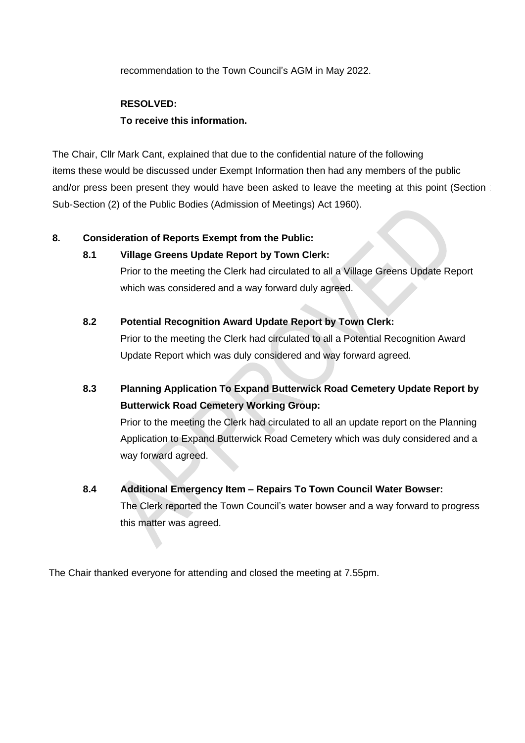recommendation to the Town Council's AGM in May 2022.

**RESOLVED:**
**To receive this information.**

The Chair, Cllr Mark Cant, explained that due to the confidential nature of the following items these would be discussed under Exempt Information then had any members of the public and/or press been present they would have been asked to leave the meeting at this point (Section 1 Sub-Section (2) of the Public Bodies (Admission of Meetings) Act 1960).

**8. Consideration of Reports Exempt from the Public:**

**8.1 Village Greens Update Report by Town Clerk:**
Prior to the meeting the Clerk had circulated to all a Village Greens Update Report which was considered and a way forward duly agreed.

**8.2 Potential Recognition Award Update Report by Town Clerk:**
Prior to the meeting the Clerk had circulated to all a Potential Recognition Award Update Report which was duly considered and way forward agreed.

**8.3 Planning Application To Expand Butterwick Road Cemetery Update Report by Butterwick Road Cemetery Working Group:**
Prior to the meeting the Clerk had circulated to all an update report on the Planning Application to Expand Butterwick Road Cemetery which was duly considered and a way forward agreed.

**8.4 Additional Emergency Item – Repairs To Town Council Water Bowser:**
The Clerk reported the Town Council's water bowser and a way forward to progress this matter was agreed.

The Chair thanked everyone for attending and closed the meeting at 7.55pm.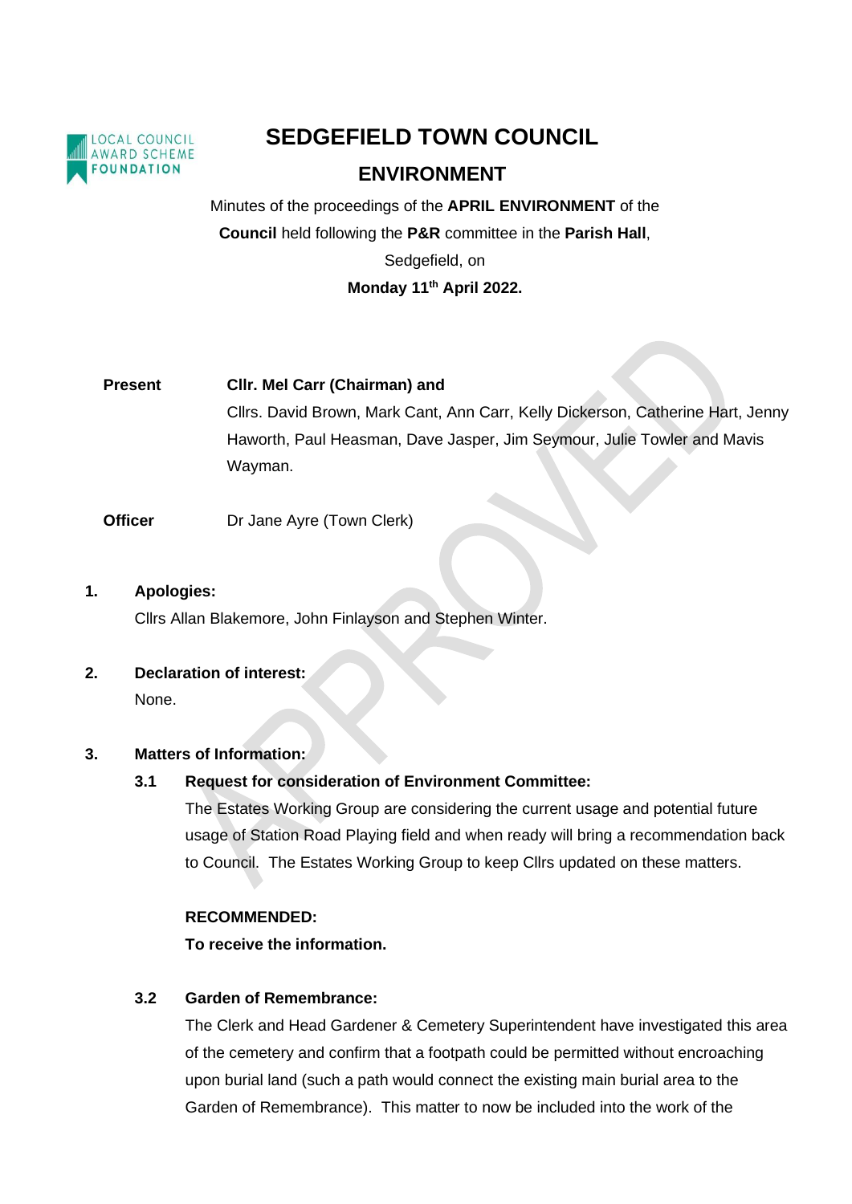LOCAL COUNCIL AWARD SCHEME FOUNDATION

# SEDGEFIELD TOWN COUNCIL

## ENVIRONMENT

Minutes of the proceedings of the **APRIL ENVIRONMENT** of the **Council** held following the **P&R** committee in the **Parish Hall**, Sedgefield, on **Monday 11th April 2022.**

**Present** **Cllr. Mel Carr (Chairman) and**
Cllrs. David Brown, Mark Cant, Ann Carr, Kelly Dickerson, Catherine Hart, Jenny Haworth, Paul Heasman, Dave Jasper, Jim Seymour, Julie Towler and Mavis Wayman.

**Officer** Dr Jane Ayre (Town Clerk)

**1. Apologies:**

Cllrs Allan Blakemore, John Finlayson and Stephen Winter.

**2. Declaration of interest:**

None.

**3. Matters of Information:**

**3.1 Request for consideration of Environment Committee:**

The Estates Working Group are considering the current usage and potential future usage of Station Road Playing field and when ready will bring a recommendation back to Council. The Estates Working Group to keep Cllrs updated on these matters.

**RECOMMENDED:**
**To receive the information.**

**3.2 Garden of Remembrance:**

The Clerk and Head Gardener & Cemetery Superintendent have investigated this area of the cemetery and confirm that a footpath could be permitted without encroaching upon burial land (such a path would connect the existing main burial area to the Garden of Remembrance). This matter to now be included into the work of the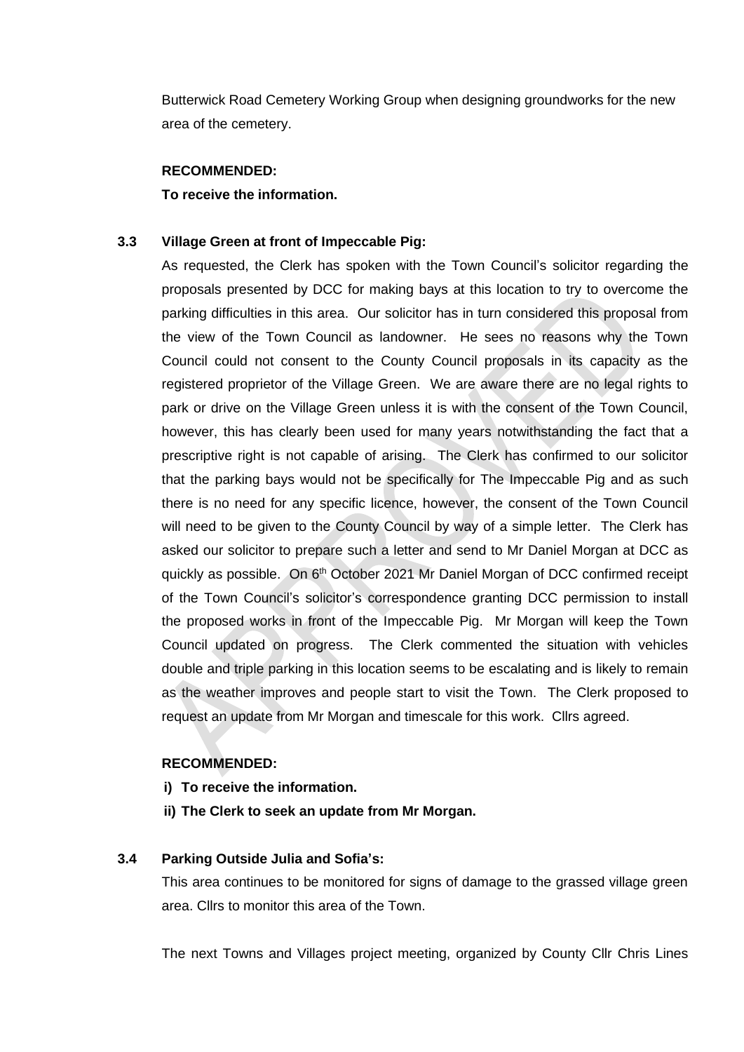Butterwick Road Cemetery Working Group when designing groundworks for the new area of the cemetery.

**RECOMMENDED:**
**To receive the information.**

**3.3 Village Green at front of Impeccable Pig:**

As requested, the Clerk has spoken with the Town Council's solicitor regarding the proposals presented by DCC for making bays at this location to try to overcome the parking difficulties in this area. Our solicitor has in turn considered this proposal from the view of the Town Council as landowner. He sees no reasons why the Town Council could not consent to the County Council proposals in its capacity as the registered proprietor of the Village Green. We are aware there are no legal rights to park or drive on the Village Green unless it is with the consent of the Town Council, however, this has clearly been used for many years notwithstanding the fact that a prescriptive right is not capable of arising. The Clerk has confirmed to our solicitor that the parking bays would not be specifically for The Impeccable Pig and as such there is no need for any specific licence, however, the consent of the Town Council will need to be given to the County Council by way of a simple letter. The Clerk has asked our solicitor to prepare such a letter and send to Mr Daniel Morgan at DCC as quickly as possible. On 6th October 2021 Mr Daniel Morgan of DCC confirmed receipt of the Town Council's solicitor's correspondence granting DCC permission to install the proposed works in front of the Impeccable Pig. Mr Morgan will keep the Town Council updated on progress. The Clerk commented the situation with vehicles double and triple parking in this location seems to be escalating and is likely to remain as the weather improves and people start to visit the Town. The Clerk proposed to request an update from Mr Morgan and timescale for this work. Cllrs agreed.

**RECOMMENDED:**

**i) To receive the information.**

**ii) The Clerk to seek an update from Mr Morgan.**

**3.4 Parking Outside Julia and Sofia's:**

This area continues to be monitored for signs of damage to the grassed village green area. Cllrs to monitor this area of the Town.

The next Towns and Villages project meeting, organized by County Cllr Chris Lines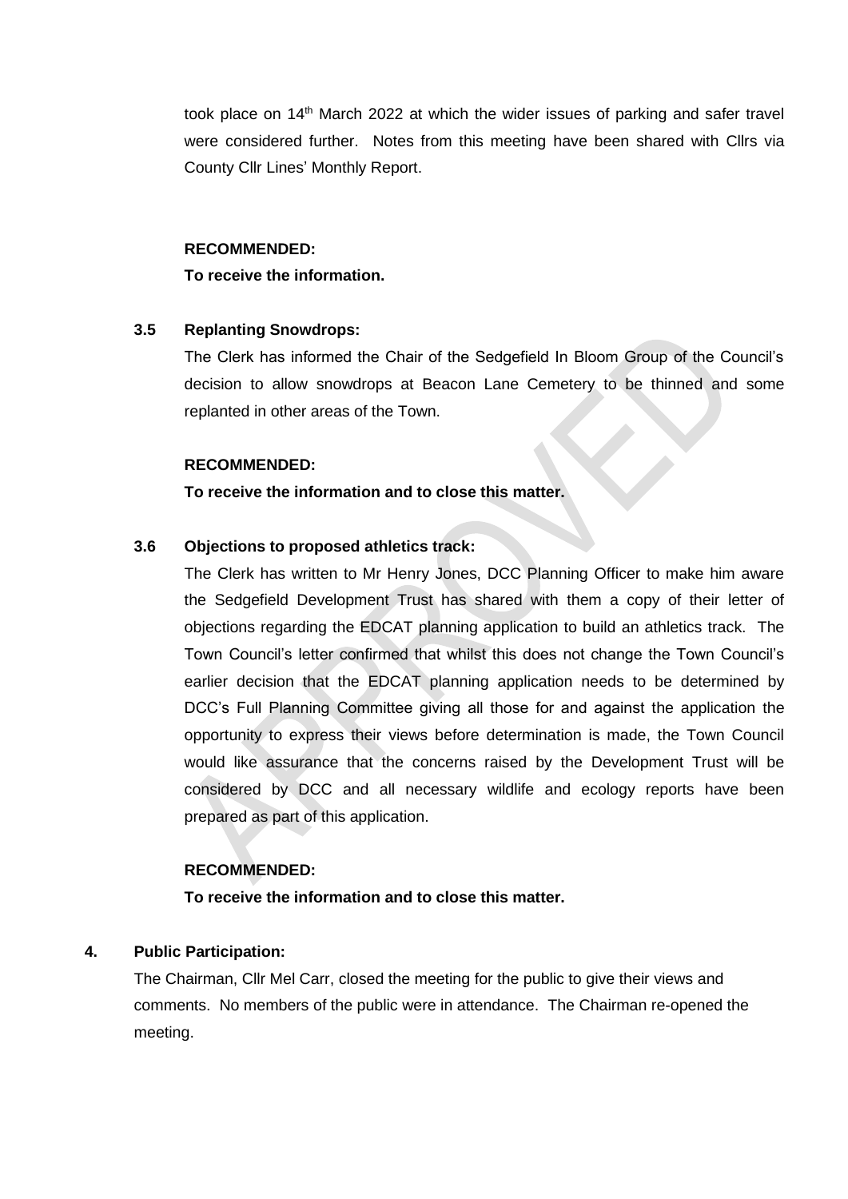took place on 14th March 2022 at which the wider issues of parking and safer travel were considered further. Notes from this meeting have been shared with Cllrs via County Cllr Lines' Monthly Report.

**RECOMMENDED:**
**To receive the information.**

**3.5 Replanting Snowdrops:**

The Clerk has informed the Chair of the Sedgefield In Bloom Group of the Council's decision to allow snowdrops at Beacon Lane Cemetery to be thinned and some replanted in other areas of the Town.

**RECOMMENDED:**
**To receive the information and to close this matter.**

**3.6 Objections to proposed athletics track:**

The Clerk has written to Mr Henry Jones, DCC Planning Officer to make him aware the Sedgefield Development Trust has shared with them a copy of their letter of objections regarding the EDCAT planning application to build an athletics track. The Town Council's letter confirmed that whilst this does not change the Town Council's earlier decision that the EDCAT planning application needs to be determined by DCC's Full Planning Committee giving all those for and against the application the opportunity to express their views before determination is made, the Town Council would like assurance that the concerns raised by the Development Trust will be considered by DCC and all necessary wildlife and ecology reports have been prepared as part of this application.

**RECOMMENDED:**
**To receive the information and to close this matter.**

**4. Public Participation:**

The Chairman, Cllr Mel Carr, closed the meeting for the public to give their views and comments. No members of the public were in attendance. The Chairman re-opened the meeting.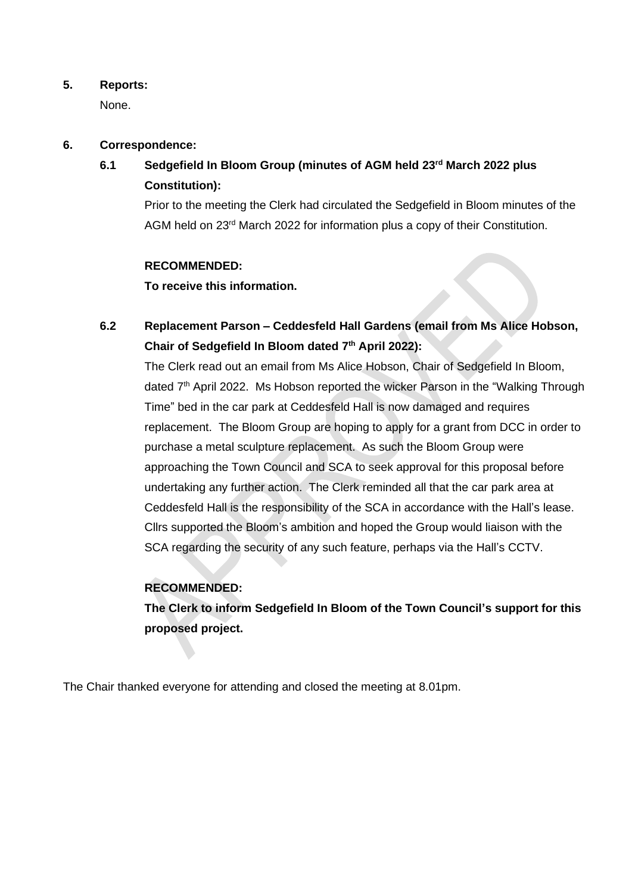**5. Reports:**

None.

**6. Correspondence:**

**6.1 Sedgefield In Bloom Group (minutes of AGM held 23rd March 2022 plus Constitution):**

Prior to the meeting the Clerk had circulated the Sedgefield in Bloom minutes of the AGM held on 23rd March 2022 for information plus a copy of their Constitution.

**RECOMMENDED:**

**To receive this information.**

**6.2 Replacement Parson – Ceddesfeld Hall Gardens (email from Ms Alice Hobson, Chair of Sedgefield In Bloom dated 7th April 2022):**

The Clerk read out an email from Ms Alice Hobson, Chair of Sedgefield In Bloom, dated 7th April 2022. Ms Hobson reported the wicker Parson in the "Walking Through Time" bed in the car park at Ceddesfeld Hall is now damaged and requires replacement. The Bloom Group are hoping to apply for a grant from DCC in order to purchase a metal sculpture replacement. As such the Bloom Group were approaching the Town Council and SCA to seek approval for this proposal before undertaking any further action. The Clerk reminded all that the car park area at Ceddesfeld Hall is the responsibility of the SCA in accordance with the Hall's lease. Cllrs supported the Bloom's ambition and hoped the Group would liaison with the SCA regarding the security of any such feature, perhaps via the Hall's CCTV.

**RECOMMENDED:**

**The Clerk to inform Sedgefield In Bloom of the Town Council's support for this proposed project.**

The Chair thanked everyone for attending and closed the meeting at 8.01pm.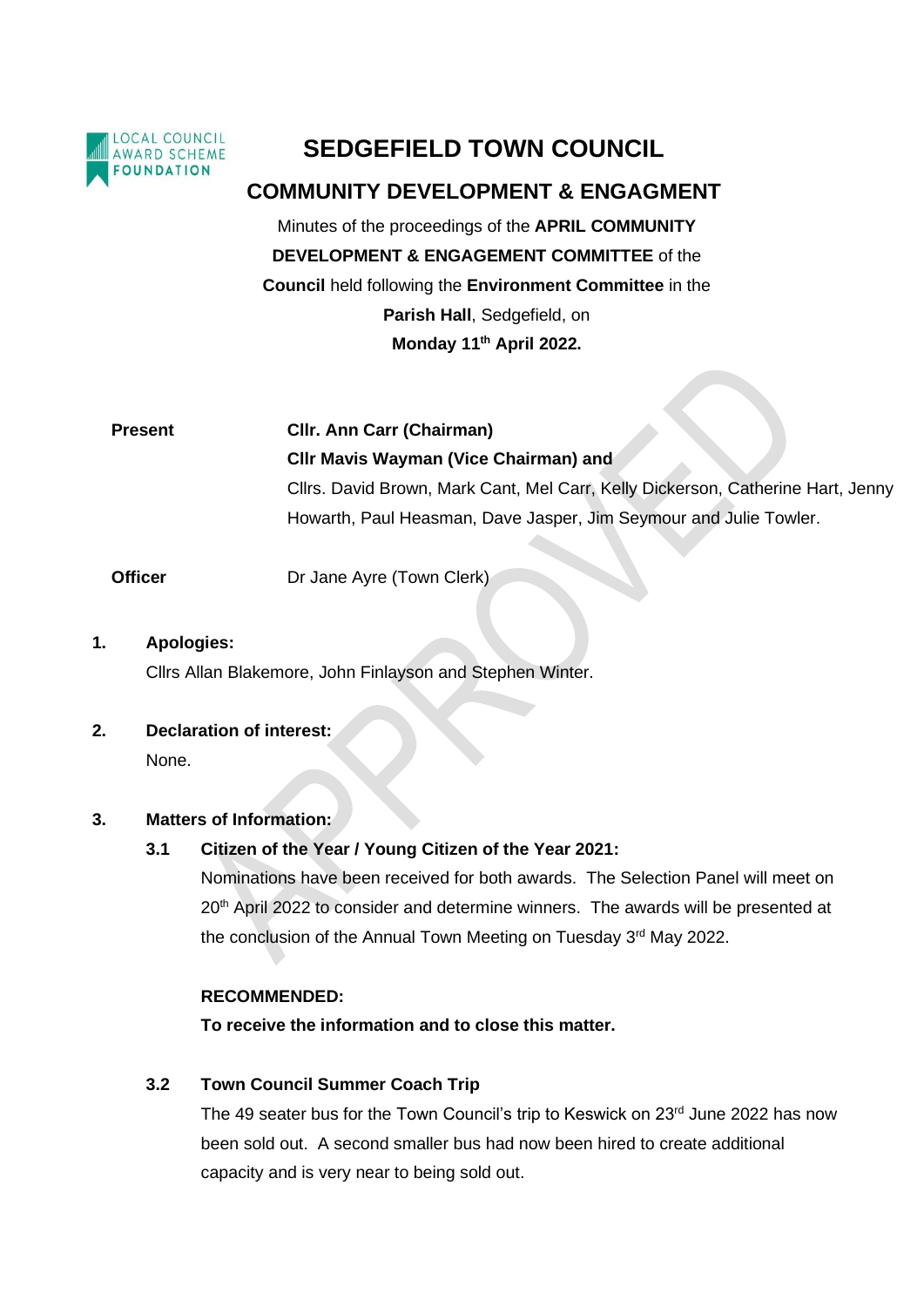LOCAL COUNCIL AWARD SCHEME FOUNDATION

# SEDGEFIELD TOWN COUNCIL

## COMMUNITY DEVELOPMENT & ENGAGMENT

Minutes of the proceedings of the **APRIL COMMUNITY DEVELOPMENT & ENGAGEMENT COMMITTEE** of the **Council** held following the **Environment Committee** in the **Parish Hall**, Sedgefield, on **Monday 11th April 2022.**

APPROVED

| | |
|---|---|
| **Present** | **Cllr. Ann Carr (Chairman)**<br>**Cllr Mavis Wayman (Vice Chairman) and**<br>Cllrs. David Brown, Mark Cant, Mel Carr, Kelly Dickerson, Catherine Hart, Jenny Howarth, Paul Heasman, Dave Jasper, Jim Seymour and Julie Towler. |
| **Officer** | Dr Jane Ayre (Town Clerk) |

**1. Apologies:**

Cllrs Allan Blakemore, John Finlayson and Stephen Winter.

**2. Declaration of interest:**

None.

**3. Matters of Information:**

**3.1 Citizen of the Year / Young Citizen of the Year 2021:**

Nominations have been received for both awards. The Selection Panel will meet on 20th April 2022 to consider and determine winners. The awards will be presented at the conclusion of the Annual Town Meeting on Tuesday 3rd May 2022.

**RECOMMENDED:**
**To receive the information and to close this matter.**

**3.2 Town Council Summer Coach Trip**

The 49 seater bus for the Town Council's trip to Keswick on 23rd June 2022 has now been sold out. A second smaller bus had now been hired to create additional capacity and is very near to being sold out.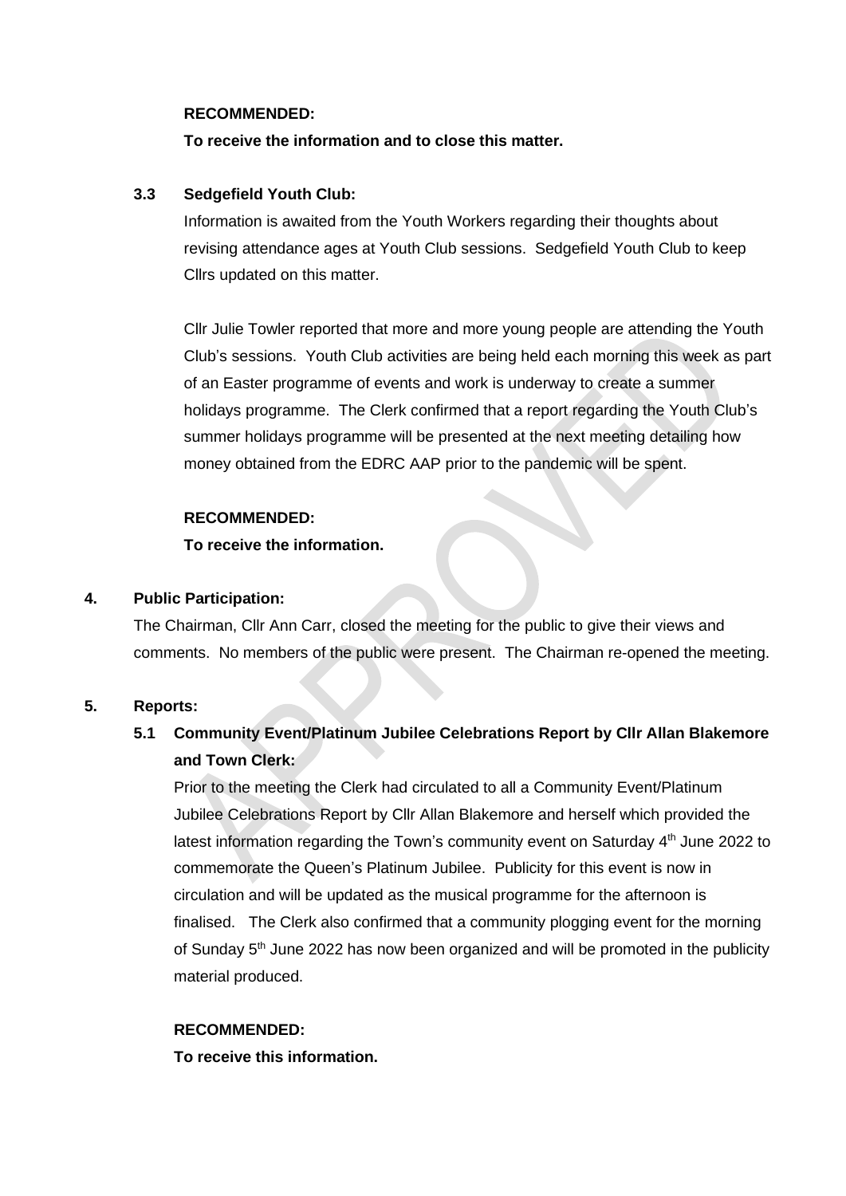**RECOMMENDED:**

**To receive the information and to close this matter.**

**3.3 Sedgefield Youth Club:**

Information is awaited from the Youth Workers regarding their thoughts about revising attendance ages at Youth Club sessions. Sedgefield Youth Club to keep Cllrs updated on this matter.

Cllr Julie Towler reported that more and more young people are attending the Youth Club's sessions. Youth Club activities are being held each morning this week as part of an Easter programme of events and work is underway to create a summer holidays programme. The Clerk confirmed that a report regarding the Youth Club's summer holidays programme will be presented at the next meeting detailing how money obtained from the EDRC AAP prior to the pandemic will be spent.

**RECOMMENDED:**

**To receive the information.**

**4. Public Participation:**

The Chairman, Cllr Ann Carr, closed the meeting for the public to give their views and comments. No members of the public were present. The Chairman re-opened the meeting.

**5. Reports:**

**5.1 Community Event/Platinum Jubilee Celebrations Report by Cllr Allan Blakemore and Town Clerk:**

Prior to the meeting the Clerk had circulated to all a Community Event/Platinum Jubilee Celebrations Report by Cllr Allan Blakemore and herself which provided the latest information regarding the Town's community event on Saturday 4th June 2022 to commemorate the Queen's Platinum Jubilee. Publicity for this event is now in circulation and will be updated as the musical programme for the afternoon is finalised. The Clerk also confirmed that a community plogging event for the morning of Sunday 5th June 2022 has now been organized and will be promoted in the publicity material produced.

**RECOMMENDED:**

**To receive this information.**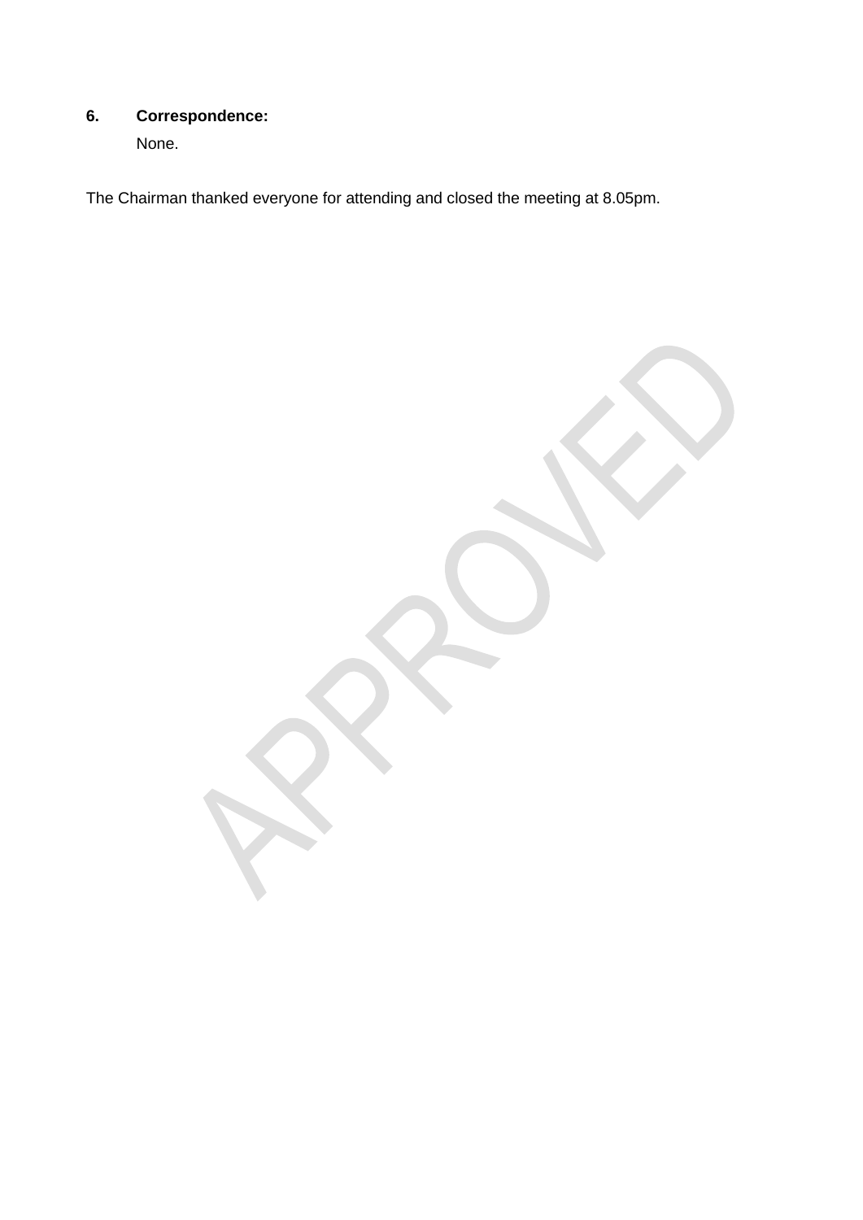**6. Correspondence:**

None.

The Chairman thanked everyone for attending and closed the meeting at 8.05pm.

APPROVED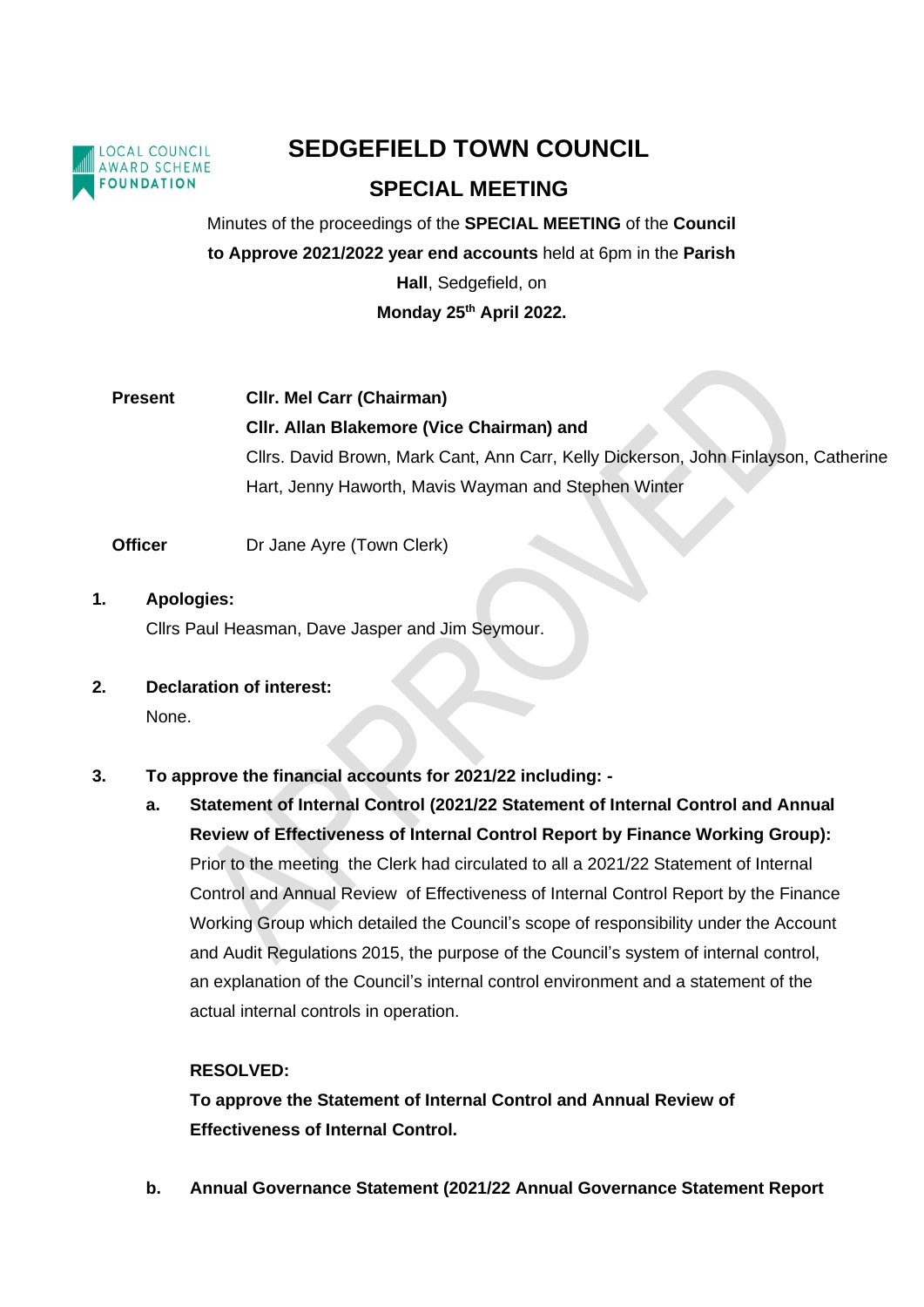LOCAL COUNCIL AWARD SCHEME FOUNDATION

# SEDGEFIELD TOWN COUNCIL

## SPECIAL MEETING

Minutes of the proceedings of the **SPECIAL MEETING** of the **Council to Approve 2021/2022 year end accounts** held at 6pm in the **Parish Hall**, Sedgefield, on **Monday 25th April 2022.**

**Present** **Cllr. Mel Carr (Chairman)**
**Cllr. Allan Blakemore (Vice Chairman) and**
Cllrs. David Brown, Mark Cant, Ann Carr, Kelly Dickerson, John Finlayson, Catherine Hart, Jenny Haworth, Mavis Wayman and Stephen Winter

**Officer** Dr Jane Ayre (Town Clerk)

**1. Apologies:**

Cllrs Paul Heasman, Dave Jasper and Jim Seymour.

**2. Declaration of interest:**

None.

**3. To approve the financial accounts for 2021/22 including: -**

**a. Statement of Internal Control (2021/22 Statement of Internal Control and Annual Review of Effectiveness of Internal Control Report by Finance Working Group):**

Prior to the meeting the Clerk had circulated to all a 2021/22 Statement of Internal Control and Annual Review of Effectiveness of Internal Control Report by the Finance Working Group which detailed the Council's scope of responsibility under the Account and Audit Regulations 2015, the purpose of the Council's system of internal control, an explanation of the Council's internal control environment and a statement of the actual internal controls in operation.

**RESOLVED:**

**To approve the Statement of Internal Control and Annual Review of Effectiveness of Internal Control.**

**b. Annual Governance Statement (2021/22 Annual Governance Statement Report**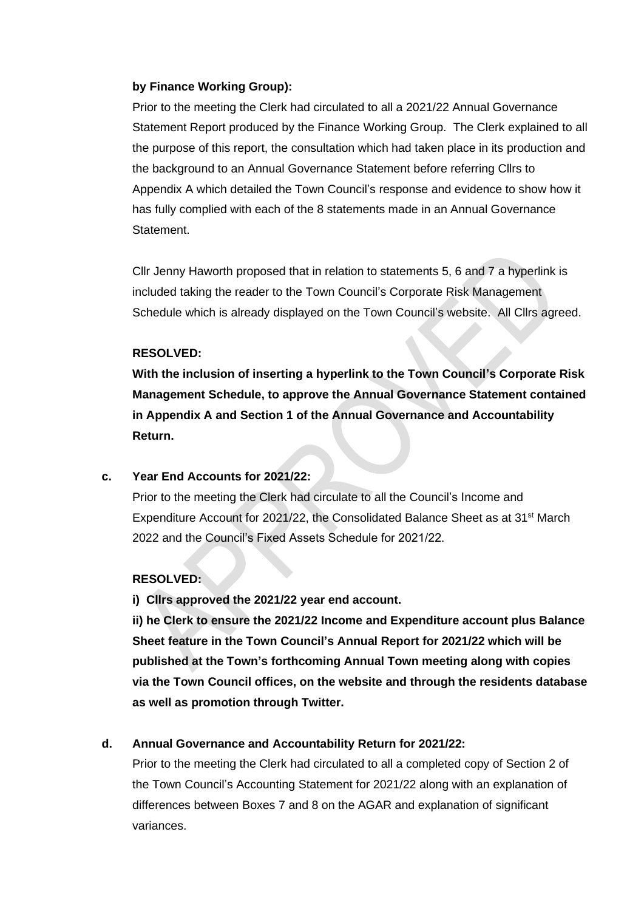**by Finance Working Group):**

Prior to the meeting the Clerk had circulated to all a 2021/22 Annual Governance Statement Report produced by the Finance Working Group. The Clerk explained to all the purpose of this report, the consultation which had taken place in its production and the background to an Annual Governance Statement before referring Cllrs to Appendix A which detailed the Town Council's response and evidence to show how it has fully complied with each of the 8 statements made in an Annual Governance Statement.

Cllr Jenny Haworth proposed that in relation to statements 5, 6 and 7 a hyperlink is included taking the reader to the Town Council's Corporate Risk Management Schedule which is already displayed on the Town Council's website. All Cllrs agreed.

**RESOLVED:**

**With the inclusion of inserting a hyperlink to the Town Council's Corporate Risk Management Schedule, to approve the Annual Governance Statement contained in Appendix A and Section 1 of the Annual Governance and Accountability Return.**

**c. Year End Accounts for 2021/22:**

Prior to the meeting the Clerk had circulate to all the Council's Income and Expenditure Account for 2021/22, the Consolidated Balance Sheet as at 31st March 2022 and the Council's Fixed Assets Schedule for 2021/22.

**RESOLVED:**

**i) Cllrs approved the 2021/22 year end account.**

**ii) he Clerk to ensure the 2021/22 Income and Expenditure account plus Balance Sheet feature in the Town Council's Annual Report for 2021/22 which will be published at the Town's forthcoming Annual Town meeting along with copies via the Town Council offices, on the website and through the residents database as well as promotion through Twitter.**

**d. Annual Governance and Accountability Return for 2021/22:**

Prior to the meeting the Clerk had circulated to all a completed copy of Section 2 of the Town Council's Accounting Statement for 2021/22 along with an explanation of differences between Boxes 7 and 8 on the AGAR and explanation of significant variances.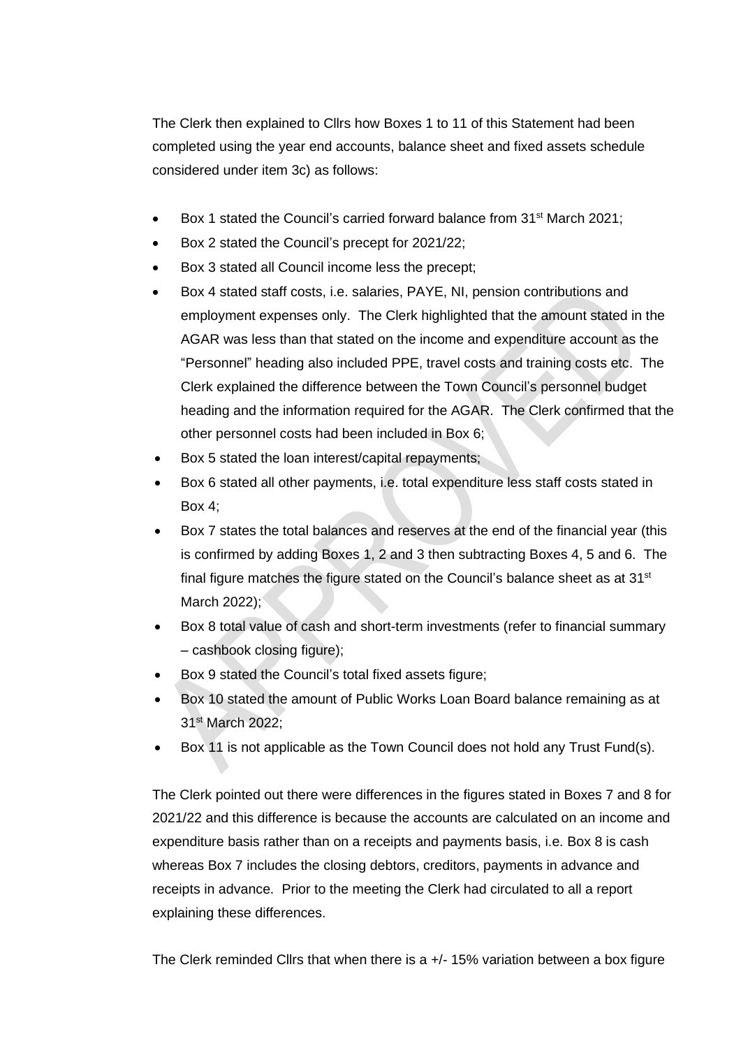The Clerk then explained to Cllrs how Boxes 1 to 11 of this Statement had been completed using the year end accounts, balance sheet and fixed assets schedule considered under item 3c) as follows:

- Box 1 stated the Council's carried forward balance from 31st March 2021;
- Box 2 stated the Council's precept for 2021/22;
- Box 3 stated all Council income less the precept;
- Box 4 stated staff costs, i.e. salaries, PAYE, NI, pension contributions and employment expenses only. The Clerk highlighted that the amount stated in the AGAR was less than that stated on the income and expenditure account as the "Personnel" heading also included PPE, travel costs and training costs etc. The Clerk explained the difference between the Town Council's personnel budget heading and the information required for the AGAR. The Clerk confirmed that the other personnel costs had been included in Box 6;
- Box 5 stated the loan interest/capital repayments;
- Box 6 stated all other payments, i.e. total expenditure less staff costs stated in Box 4;
- Box 7 states the total balances and reserves at the end of the financial year (this is confirmed by adding Boxes 1, 2 and 3 then subtracting Boxes 4, 5 and 6. The final figure matches the figure stated on the Council's balance sheet as at 31st March 2022);
- Box 8 total value of cash and short-term investments (refer to financial summary – cashbook closing figure);
- Box 9 stated the Council's total fixed assets figure;
- Box 10 stated the amount of Public Works Loan Board balance remaining as at 31st March 2022;
- Box 11 is not applicable as the Town Council does not hold any Trust Fund(s).

The Clerk pointed out there were differences in the figures stated in Boxes 7 and 8 for 2021/22 and this difference is because the accounts are calculated on an income and expenditure basis rather than on a receipts and payments basis, i.e. Box 8 is cash whereas Box 7 includes the closing debtors, creditors, payments in advance and receipts in advance. Prior to the meeting the Clerk had circulated to all a report explaining these differences.

The Clerk reminded Cllrs that when there is a +/- 15% variation between a box figure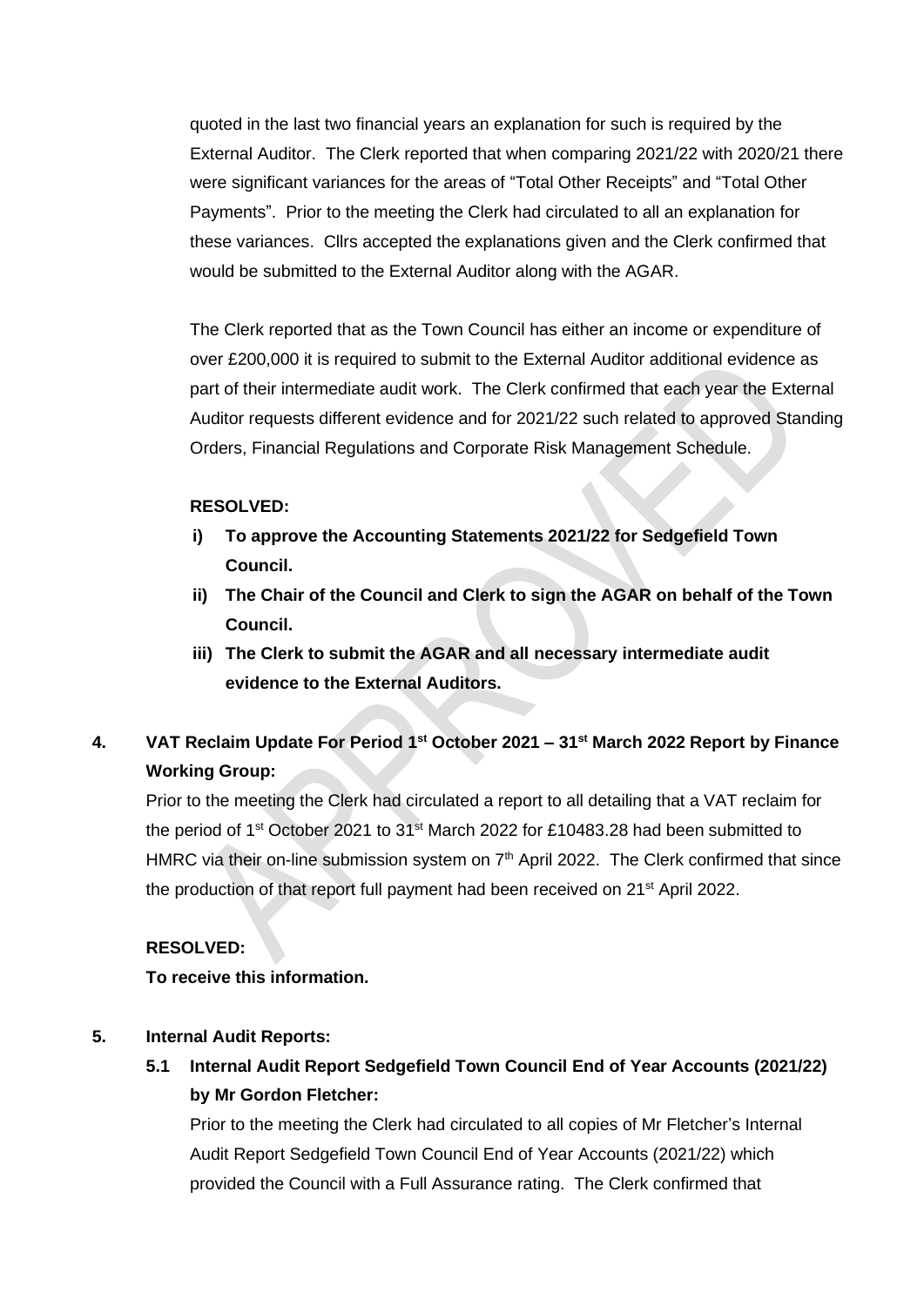quoted in the last two financial years an explanation for such is required by the External Auditor. The Clerk reported that when comparing 2021/22 with 2020/21 there were significant variances for the areas of "Total Other Receipts" and "Total Other Payments". Prior to the meeting the Clerk had circulated to all an explanation for these variances. Cllrs accepted the explanations given and the Clerk confirmed that would be submitted to the External Auditor along with the AGAR.

The Clerk reported that as the Town Council has either an income or expenditure of over £200,000 it is required to submit to the External Auditor additional evidence as part of their intermediate audit work. The Clerk confirmed that each year the External Auditor requests different evidence and for 2021/22 such related to approved Standing Orders, Financial Regulations and Corporate Risk Management Schedule.

**RESOLVED:**

- **i) To approve the Accounting Statements 2021/22 for Sedgefield Town Council.**
- **ii) The Chair of the Council and Clerk to sign the AGAR on behalf of the Town Council.**
- **iii) The Clerk to submit the AGAR and all necessary intermediate audit evidence to the External Auditors.**

## 4. VAT Reclaim Update For Period 1st October 2021 – 31st March 2022 Report by Finance Working Group:

Prior to the meeting the Clerk had circulated a report to all detailing that a VAT reclaim for the period of 1st October 2021 to 31st March 2022 for £10483.28 had been submitted to HMRC via their on-line submission system on 7th April 2022. The Clerk confirmed that since the production of that report full payment had been received on 21st April 2022.

**RESOLVED:**

**To receive this information.**

## 5. Internal Audit Reports:

### 5.1 Internal Audit Report Sedgefield Town Council End of Year Accounts (2021/22) by Mr Gordon Fletcher:

Prior to the meeting the Clerk had circulated to all copies of Mr Fletcher's Internal Audit Report Sedgefield Town Council End of Year Accounts (2021/22) which provided the Council with a Full Assurance rating. The Clerk confirmed that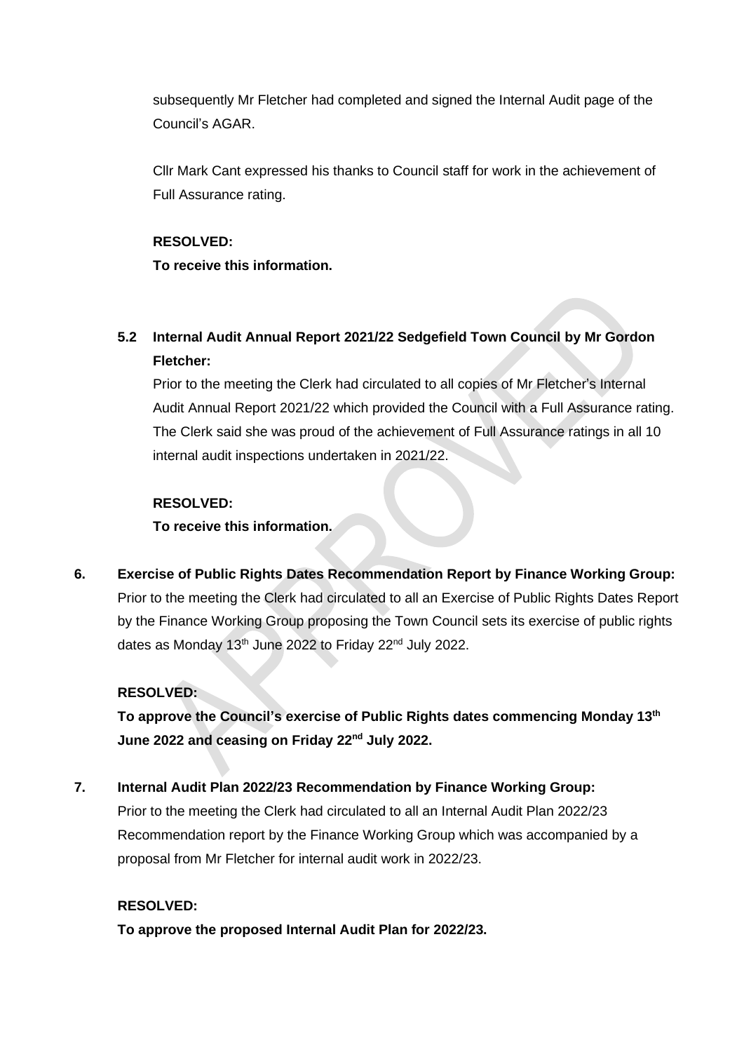subsequently Mr Fletcher had completed and signed the Internal Audit page of the Council's AGAR.

Cllr Mark Cant expressed his thanks to Council staff for work in the achievement of Full Assurance rating.

**RESOLVED:**
**To receive this information.**

**5.2 Internal Audit Annual Report 2021/22 Sedgefield Town Council by Mr Gordon Fletcher:**

Prior to the meeting the Clerk had circulated to all copies of Mr Fletcher's Internal Audit Annual Report 2021/22 which provided the Council with a Full Assurance rating. The Clerk said she was proud of the achievement of Full Assurance ratings in all 10 internal audit inspections undertaken in 2021/22.

**RESOLVED:**
**To receive this information.**

**6. Exercise of Public Rights Dates Recommendation Report by Finance Working Group:**

Prior to the meeting the Clerk had circulated to all an Exercise of Public Rights Dates Report by the Finance Working Group proposing the Town Council sets its exercise of public rights dates as Monday 13th June 2022 to Friday 22nd July 2022.

**RESOLVED:**
**To approve the Council's exercise of Public Rights dates commencing Monday 13th June 2022 and ceasing on Friday 22nd July 2022.**

**7. Internal Audit Plan 2022/23 Recommendation by Finance Working Group:**

Prior to the meeting the Clerk had circulated to all an Internal Audit Plan 2022/23 Recommendation report by the Finance Working Group which was accompanied by a proposal from Mr Fletcher for internal audit work in 2022/23.

**RESOLVED:**
**To approve the proposed Internal Audit Plan for 2022/23.**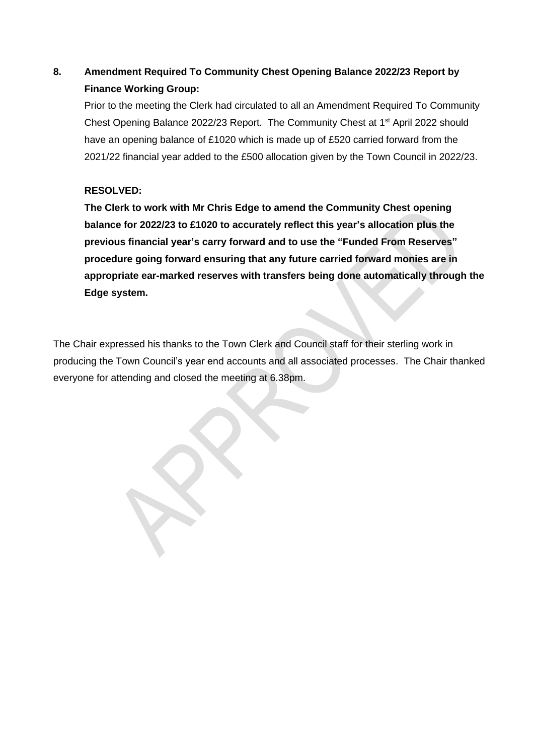## 8. Amendment Required To Community Chest Opening Balance 2022/23 Report by Finance Working Group:

Prior to the meeting the Clerk had circulated to all an Amendment Required To Community Chest Opening Balance 2022/23 Report. The Community Chest at 1st April 2022 should have an opening balance of £1020 which is made up of £520 carried forward from the 2021/22 financial year added to the £500 allocation given by the Town Council in 2022/23.

**RESOLVED:**

**The Clerk to work with Mr Chris Edge to amend the Community Chest opening balance for 2022/23 to £1020 to accurately reflect this year's allocation plus the previous financial year's carry forward and to use the "Funded From Reserves" procedure going forward ensuring that any future carried forward monies are in appropriate ear-marked reserves with transfers being done automatically through the Edge system.**

The Chair expressed his thanks to the Town Clerk and Council staff for their sterling work in producing the Town Council's year end accounts and all associated processes. The Chair thanked everyone for attending and closed the meeting at 6.38pm.